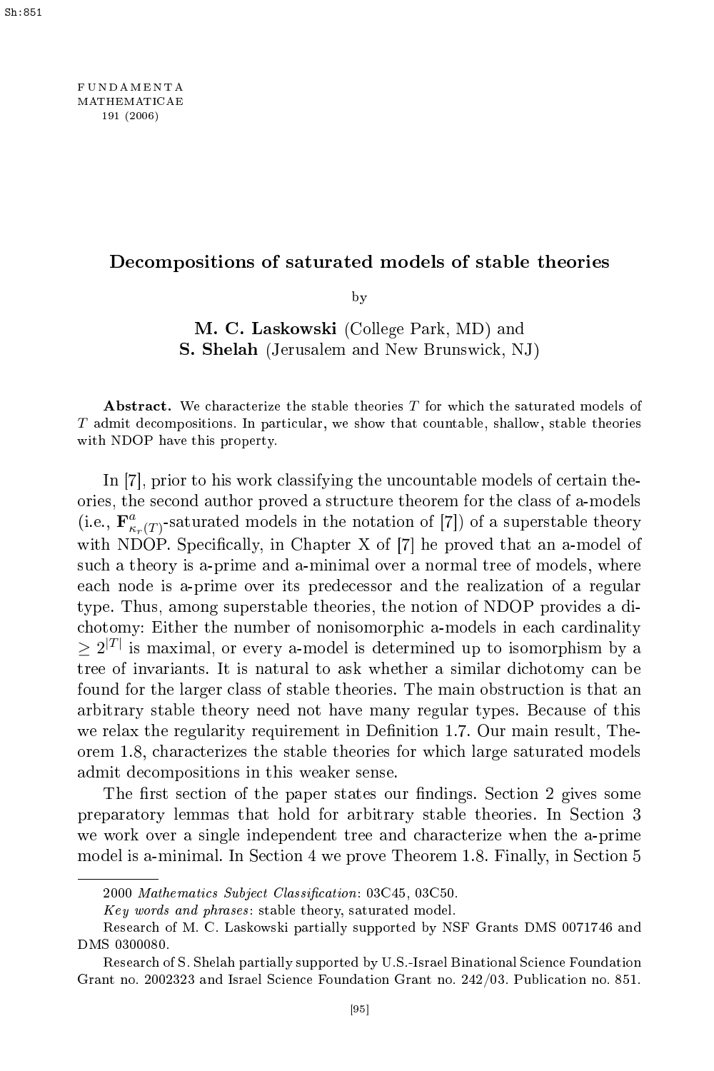# Decompositions of saturated models of stable theories

by

**M. C. Laskowski** (College Park, MD) and
**S. Shelah** (Jerusalem and New Brunswick, NJ)

**Abstract.** We characterize the stable theories $T$ for which the saturated models of $T$ admit decompositions. In particular, we show that countable, shallow, stable theories with NDOP have this property.

In [7], prior to his work classifying the uncountable models of certain theories, the second author proved a structure theorem for the class of a-models (i.e., $\mathbf{F}^a_{\kappa_r(T)}$-saturated models in the notation of [7]) of a superstable theory with NDOP. Specifically, in Chapter X of [7] he proved that an a-model of such a theory is a-prime and a-minimal over a normal tree of models, where each node is a-prime over its predecessor and the realization of a regular type. Thus, among superstable theories, the notion of NDOP provides a dichotomy: Either the number of nonisomorphic a-models in each cardinality $\geq 2^{|T|}$ is maximal, or every a-model is determined up to isomorphism by a tree of invariants. It is natural to ask whether a similar dichotomy can be found for the larger class of stable theories. The main obstruction is that an arbitrary stable theory need not have many regular types. Because of this we relax the regularity requirement in Definition 1.7. Our main result, Theorem 1.8, characterizes the stable theories for which large saturated models admit decompositions in this weaker sense.

The first section of the paper states our findings. Section 2 gives some preparatory lemmas that hold for arbitrary stable theories. In Section 3 we work over a single independent tree and characterize when the a-prime model is a-minimal. In Section 4 we prove Theorem 1.8. Finally, in Section 5

---

2000 *Mathematics Subject Classification*: 03C45, 03C50.

*Key words and phrases*: stable theory, saturated model.

Research of M. C. Laskowski partially supported by NSF Grants DMS 0071746 and DMS 0300080.

Research of S. Shelah partially supported by U.S.-Israel Binational Science Foundation Grant no. 2002323 and Israel Science Foundation Grant no. 242/03. Publication no. 851.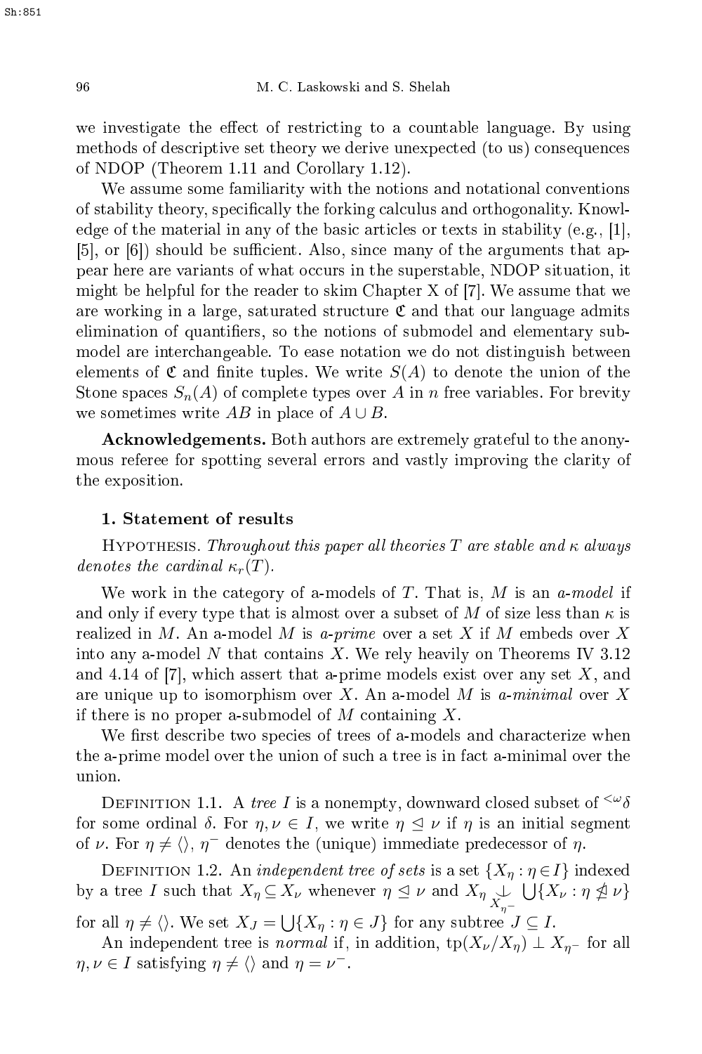we investigate the effect of restricting to a countable language. By using methods of descriptive set theory we derive unexpected (to us) consequences of NDOP (Theorem 1.11 and Corollary 1.12).

We assume some familiarity with the notions and notational conventions of stability theory, specifically the forking calculus and orthogonality. Knowledge of the material in any of the basic articles or texts in stability (e.g., [1], [5], or [6]) should be sufficient. Also, since many of the arguments that appear here are variants of what occurs in the superstable, NDOP situation, it might be helpful for the reader to skim Chapter X of [7]. We assume that we are working in a large, saturated structure $\mathfrak{C}$ and that our language admits elimination of quantifiers, so the notions of submodel and elementary submodel are interchangeable. To ease notation we do not distinguish between elements of $\mathfrak{C}$ and finite tuples. We write $S(A)$ to denote the union of the Stone spaces $S_n(A)$ of complete types over $A$ in $n$ free variables. For brevity we sometimes write $AB$ in place of $A \cup B$.

**Acknowledgements.** Both authors are extremely grateful to the anonymous referee for spotting several errors and vastly improving the clarity of the exposition.

## 1. Statement of results

Hypothesis. *Throughout this paper all theories $T$ are stable and $\kappa$ always denotes the cardinal $\kappa_r(T)$.*

We work in the category of a-models of $T$. That is, $M$ is an *a-model* if and only if every type that is almost over a subset of $M$ of size less than $\kappa$ is realized in $M$. An a-model $M$ is *a-prime* over a set $X$ if $M$ embeds over $X$ into any a-model $N$ that contains $X$. We rely heavily on Theorems IV 3.12 and 4.14 of [7], which assert that a-prime models exist over any set $X$, and are unique up to isomorphism over $X$. An a-model $M$ is *a-minimal* over $X$ if there is no proper a-submodel of $M$ containing $X$.

We first describe two species of trees of a-models and characterize when the a-prime model over the union of such a tree is in fact a-minimal over the union.

Definition 1.1. A *tree* $I$ is a nonempty, downward closed subset of ${}^{<\omega}\delta$ for some ordinal $\delta$. For $\eta, \nu \in I$, we write $\eta \trianglelefteq \nu$ if $\eta$ is an initial segment of $\nu$. For $\eta \neq \langle\rangle$, $\eta^-$ denotes the (unique) immediate predecessor of $\eta$.

Definition 1.2. An *independent tree of sets* is a set $\{X_\eta : \eta \in I\}$ indexed by a tree $I$ such that $X_\eta \subseteq X_\nu$ whenever $\eta \trianglelefteq \nu$ and $X_\eta \underset{X_{\eta^-}}{\perp} \bigcup\{X_\nu : \eta \ntrianglelefteq \nu\}$ for all $\eta \neq \langle\rangle$. We set $X_J = \bigcup\{X_\eta : \eta \in J\}$ for any subtree $J \subseteq I$.

An independent tree is *normal* if, in addition, $\text{tp}(X_\nu/X_\eta) \perp X_{\eta^-}$ for all $\eta, \nu \in I$ satisfying $\eta \neq \langle\rangle$ and $\eta = \nu^-$.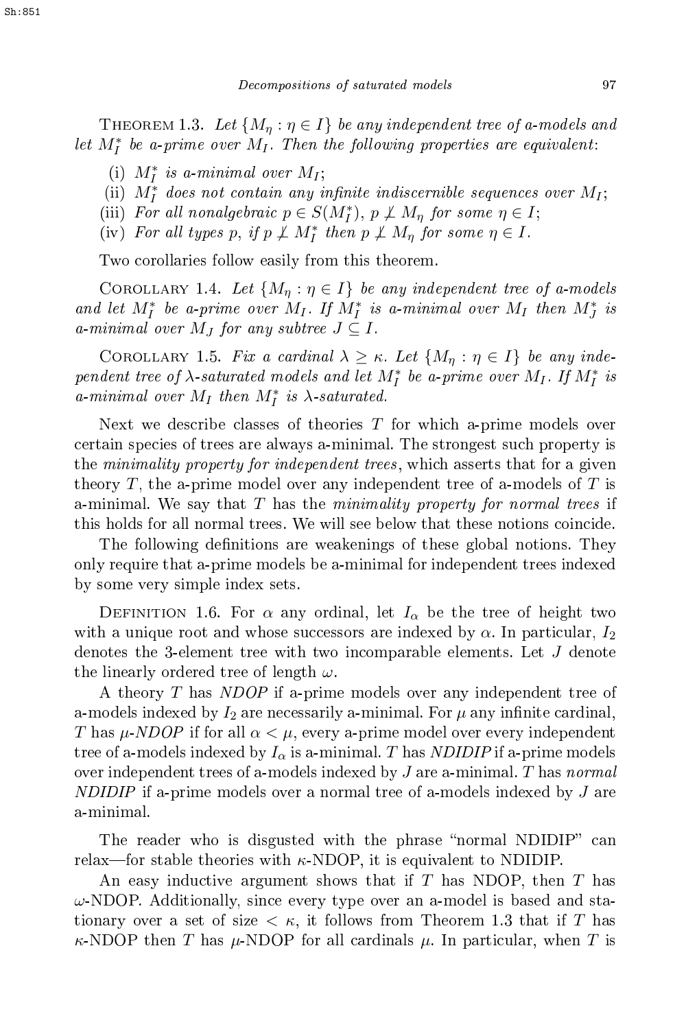THEOREM 1.3. *Let $\{M_\eta : \eta \in I\}$ be any independent tree of a-models and let $M_I^*$ be a-prime over $M_I$. Then the following properties are equivalent*:

(i) *$M_I^*$ is a-minimal over $M_I$*;

(ii) *$M_I^*$ does not contain any infinite indiscernible sequences over $M_I$*;

(iii) *For all nonalgebraic $p \in S(M_I^*)$, $p \not\perp M_\eta$ for some $\eta \in I$*;

(iv) *For all types $p$, if $p \not\perp M_I^*$ then $p \not\perp M_\eta$ for some $\eta \in I$.*

Two corollaries follow easily from this theorem.

COROLLARY 1.4. *Let $\{M_\eta : \eta \in I\}$ be any independent tree of a-models and let $M_I^*$ be a-prime over $M_I$. If $M_I^*$ is a-minimal over $M_I$ then $M_J^*$ is a-minimal over $M_J$ for any subtree $J \subseteq I$.*

COROLLARY 1.5. *Fix a cardinal $\lambda \geq \kappa$. Let $\{M_\eta : \eta \in I\}$ be any independent tree of $\lambda$-saturated models and let $M_I^*$ be a-prime over $M_I$. If $M_I^*$ is a-minimal over $M_I$ then $M_I^*$ is $\lambda$-saturated.*

Next we describe classes of theories $T$ for which a-prime models over certain species of trees are always a-minimal. The strongest such property is the *minimality property for independent trees*, which asserts that for a given theory $T$, the a-prime model over any independent tree of a-models of $T$ is a-minimal. We say that $T$ has the *minimality property for normal trees* if this holds for all normal trees. We will see below that these notions coincide.

The following definitions are weakenings of these global notions. They only require that a-prime models be a-minimal for independent trees indexed by some very simple index sets.

DEFINITION 1.6. For $\alpha$ any ordinal, let $I_\alpha$ be the tree of height two with a unique root and whose successors are indexed by $\alpha$. In particular, $I_2$ denotes the 3-element tree with two incomparable elements. Let $J$ denote the linearly ordered tree of length $\omega$.

A theory $T$ has *NDOP* if a-prime models over any independent tree of a-models indexed by $I_2$ are necessarily a-minimal. For $\mu$ any infinite cardinal, $T$ has *$\mu$-NDOP* if for all $\alpha < \mu$, every a-prime model over every independent tree of a-models indexed by $I_\alpha$ is a-minimal. $T$ has *NDIDIP* if a-prime models over independent trees of a-models indexed by $J$ are a-minimal. $T$ has *normal NDIDIP* if a-prime models over a normal tree of a-models indexed by $J$ are a-minimal.

The reader who is disgusted with the phrase "normal NDIDIP" can relax—for stable theories with $\kappa$-NDOP, it is equivalent to NDIDIP.

An easy inductive argument shows that if $T$ has NDOP, then $T$ has $\omega$-NDOP. Additionally, since every type over an a-model is based and stationary over a set of size $< \kappa$, it follows from Theorem 1.3 that if $T$ has $\kappa$-NDOP then $T$ has $\mu$-NDOP for all cardinals $\mu$. In particular, when $T$ is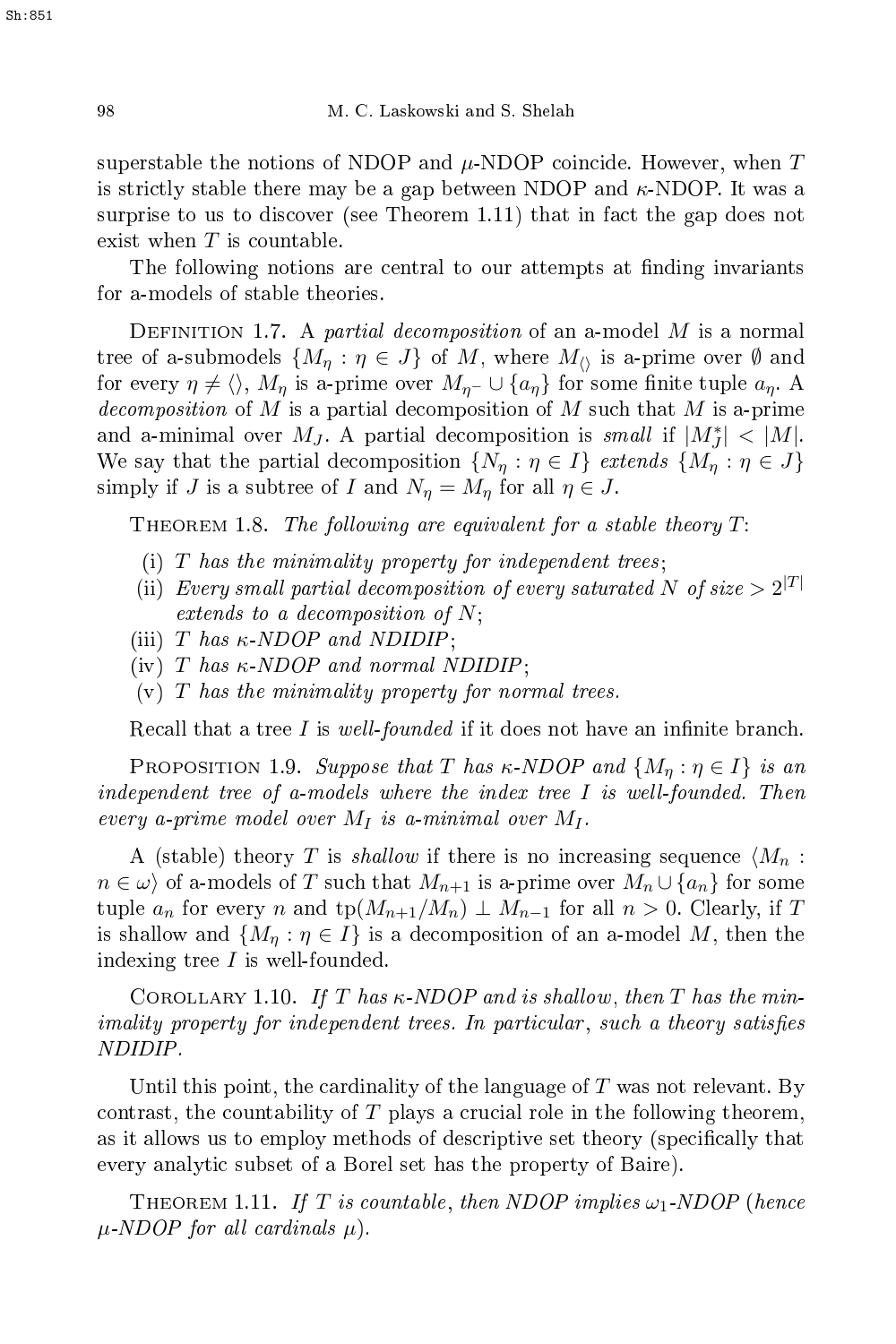superstable the notions of NDOP and $\mu$-NDOP coincide. However, when $T$ is strictly stable there may be a gap between NDOP and $\kappa$-NDOP. It was a surprise to us to discover (see Theorem 1.11) that in fact the gap does not exist when $T$ is countable.

The following notions are central to our attempts at finding invariants for a-models of stable theories.

Definition 1.7. A *partial decomposition* of an a-model $M$ is a normal tree of a-submodels $\{M_\eta : \eta \in J\}$ of $M$, where $M_{\langle\rangle}$ is a-prime over $\emptyset$ and for every $\eta \neq \langle\rangle$, $M_\eta$ is a-prime over $M_{\eta^-} \cup \{a_\eta\}$ for some finite tuple $a_\eta$. A *decomposition* of $M$ is a partial decomposition of $M$ such that $M$ is a-prime and a-minimal over $M_J$. A partial decomposition is *small* if $|M_J^*| < |M|$. We say that the partial decomposition $\{N_\eta : \eta \in I\}$ *extends* $\{M_\eta : \eta \in J\}$ simply if $J$ is a subtree of $I$ and $N_\eta = M_\eta$ for all $\eta \in J$.

Theorem 1.8. *The following are equivalent for a stable theory $T$:*

- (i) *$T$ has the minimality property for independent trees;*
- (ii) *Every small partial decomposition of every saturated $N$ of size $> 2^{|T|}$ extends to a decomposition of $N$;*
- (iii) *$T$ has $\kappa$-NDOP and NDIDIP;*
- (iv) *$T$ has $\kappa$-NDOP and normal NDIDIP;*
- (v) *$T$ has the minimality property for normal trees.*

Recall that a tree $I$ is *well-founded* if it does not have an infinite branch.

Proposition 1.9. *Suppose that $T$ has $\kappa$-NDOP and $\{M_\eta : \eta \in I\}$ is an independent tree of a-models where the index tree $I$ is well-founded. Then every a-prime model over $M_I$ is a-minimal over $M_I$.*

A (stable) theory $T$ is *shallow* if there is no increasing sequence $\langle M_n : n \in \omega\rangle$ of a-models of $T$ such that $M_{n+1}$ is a-prime over $M_n \cup \{a_n\}$ for some tuple $a_n$ for every $n$ and $\mathrm{tp}(M_{n+1}/M_n) \perp M_{n-1}$ for all $n > 0$. Clearly, if $T$ is shallow and $\{M_\eta : \eta \in I\}$ is a decomposition of an a-model $M$, then the indexing tree $I$ is well-founded.

Corollary 1.10. *If $T$ has $\kappa$-NDOP and is shallow, then $T$ has the minimality property for independent trees. In particular, such a theory satisfies NDIDIP.*

Until this point, the cardinality of the language of $T$ was not relevant. By contrast, the countability of $T$ plays a crucial role in the following theorem, as it allows us to employ methods of descriptive set theory (specifically that every analytic subset of a Borel set has the property of Baire).

Theorem 1.11. *If $T$ is countable, then NDOP implies $\omega_1$-NDOP (hence $\mu$-NDOP for all cardinals $\mu$).*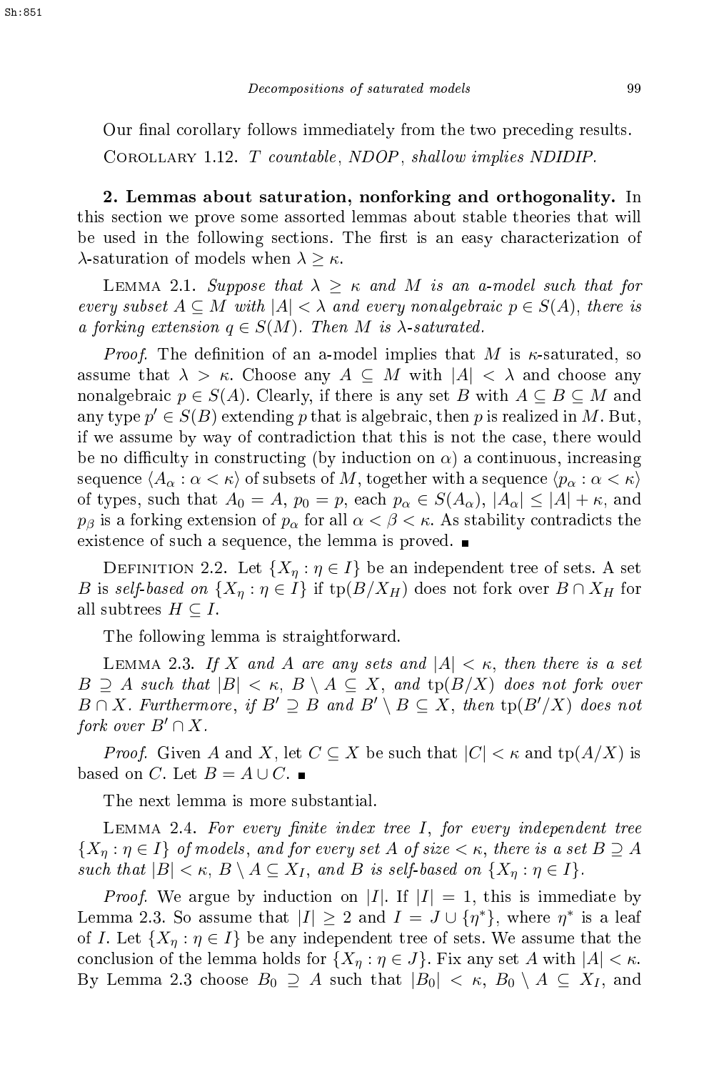Our final corollary follows immediately from the two preceding results.

Corollary 1.12. *$T$ countable, NDOP, shallow implies NDIDIP.*

**2. Lemmas about saturation, nonforking and orthogonality.** In this section we prove some assorted lemmas about stable theories that will be used in the following sections. The first is an easy characterization of $\lambda$-saturation of models when $\lambda \geq \kappa$.

Lemma 2.1. *Suppose that $\lambda \geq \kappa$ and $M$ is an a-model such that for every subset $A \subseteq M$ with $|A| < \lambda$ and every nonalgebraic $p \in S(A)$, there is a forking extension $q \in S(M)$. Then $M$ is $\lambda$-saturated.*

*Proof.* The definition of an a-model implies that $M$ is $\kappa$-saturated, so assume that $\lambda > \kappa$. Choose any $A \subseteq M$ with $|A| < \lambda$ and choose any nonalgebraic $p \in S(A)$. Clearly, if there is any set $B$ with $A \subseteq B \subseteq M$ and any type $p' \in S(B)$ extending $p$ that is algebraic, then $p$ is realized in $M$. But, if we assume by way of contradiction that this is not the case, there would be no difficulty in constructing (by induction on $\alpha$) a continuous, increasing sequence $\langle A_\alpha : \alpha < \kappa \rangle$ of subsets of $M$, together with a sequence $\langle p_\alpha : \alpha < \kappa \rangle$ of types, such that $A_0 = A$, $p_0 = p$, each $p_\alpha \in S(A_\alpha)$, $|A_\alpha| \leq |A| + \kappa$, and $p_\beta$ is a forking extension of $p_\alpha$ for all $\alpha < \beta < \kappa$. As stability contradicts the existence of such a sequence, the lemma is proved. ■

Definition 2.2. Let $\{X_\eta : \eta \in I\}$ be an independent tree of sets. A set $B$ is *self-based on* $\{X_\eta : \eta \in I\}$ if $\mathrm{tp}(B/X_H)$ does not fork over $B \cap X_H$ for all subtrees $H \subseteq I$.

The following lemma is straightforward.

Lemma 2.3. *If $X$ and $A$ are any sets and $|A| < \kappa$, then there is a set $B \supseteq A$ such that $|B| < \kappa$, $B \setminus A \subseteq X$, and $\mathrm{tp}(B/X)$ does not fork over $B \cap X$. Furthermore, if $B' \supseteq B$ and $B' \setminus B \subseteq X$, then $\mathrm{tp}(B'/X)$ does not fork over $B' \cap X$.*

*Proof.* Given $A$ and $X$, let $C \subseteq X$ be such that $|C| < \kappa$ and $\mathrm{tp}(A/X)$ is based on $C$. Let $B = A \cup C$. ■

The next lemma is more substantial.

Lemma 2.4. *For every finite index tree $I$, for every independent tree $\{X_\eta : \eta \in I\}$ of models, and for every set $A$ of size $< \kappa$, there is a set $B \supseteq A$ such that $|B| < \kappa$, $B \setminus A \subseteq X_I$, and $B$ is self-based on $\{X_\eta : \eta \in I\}$.*

*Proof.* We argue by induction on $|I|$. If $|I| = 1$, this is immediate by Lemma 2.3. So assume that $|I| \geq 2$ and $I = J \cup \{\eta^*\}$, where $\eta^*$ is a leaf of $I$. Let $\{X_\eta : \eta \in I\}$ be any independent tree of sets. We assume that the conclusion of the lemma holds for $\{X_\eta : \eta \in J\}$. Fix any set $A$ with $|A| < \kappa$. By Lemma 2.3 choose $B_0 \supseteq A$ such that $|B_0| < \kappa$, $B_0 \setminus A \subseteq X_I$, and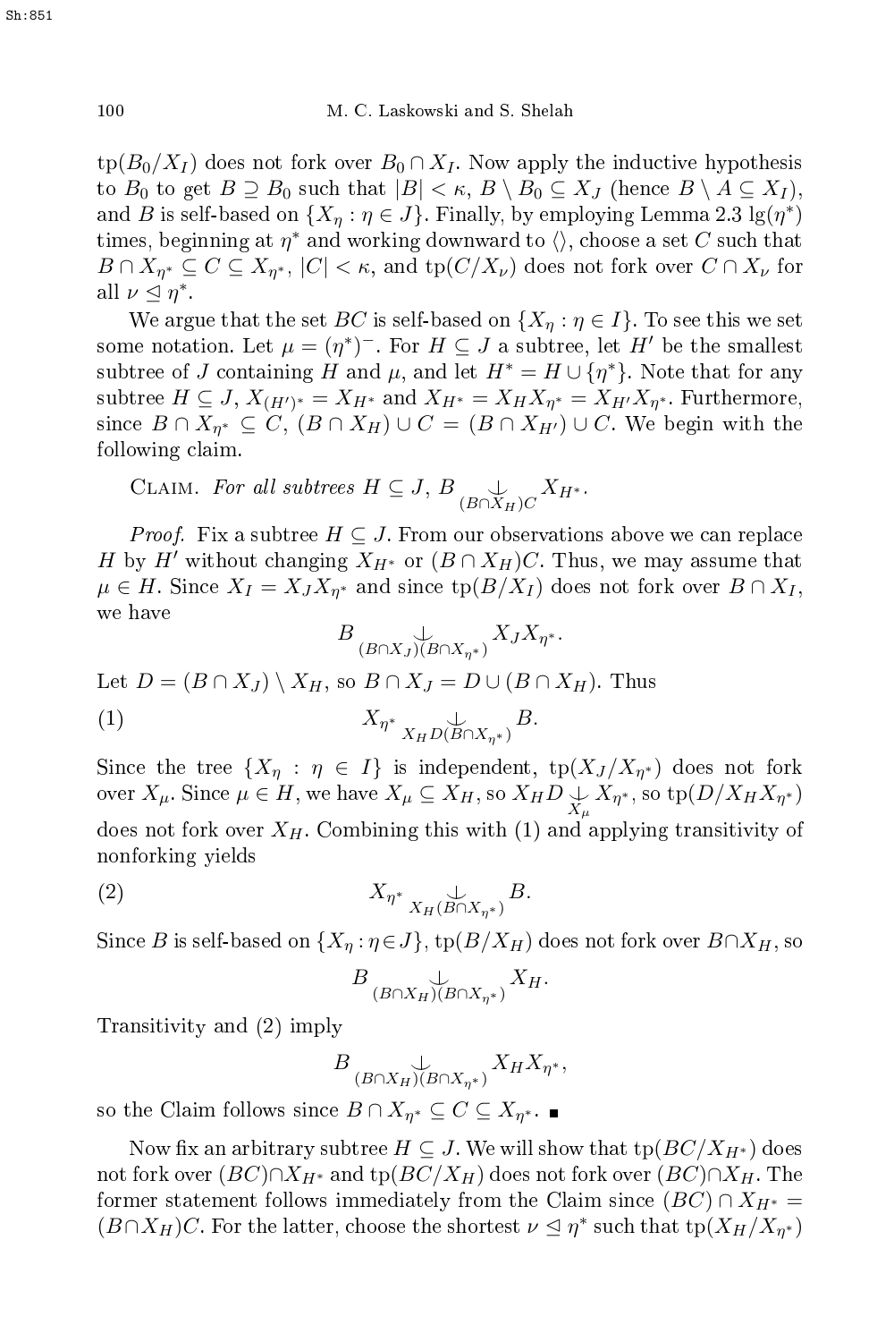$\text{tp}(B_0/X_I)$ does not fork over $B_0 \cap X_I$. Now apply the inductive hypothesis to $B_0$ to get $B \supseteq B_0$ such that $|B| < \kappa$, $B \setminus B_0 \subseteq X_J$ (hence $B \setminus A \subseteq X_I$), and $B$ is self-based on $\{X_\eta : \eta \in J\}$. Finally, by employing Lemma 2.3 $\lg(\eta^*)$ times, beginning at $\eta^*$ and working downward to $\langle\rangle$, choose a set $C$ such that $B \cap X_{\eta^*} \subseteq C \subseteq X_{\eta^*}$, $|C| < \kappa$, and $\text{tp}(C/X_\nu)$ does not fork over $C \cap X_\nu$ for all $\nu \trianglelefteq \eta^*$.

We argue that the set $BC$ is self-based on $\{X_\eta : \eta \in I\}$. To see this we set some notation. Let $\mu = (\eta^*)^-$. For $H \subseteq J$ a subtree, let $H'$ be the smallest subtree of $J$ containing $H$ and $\mu$, and let $H^* = H \cup \{\eta^*\}$. Note that for any subtree $H \subseteq J$, $X_{(H')^*} = X_{H^*}$ and $X_{H^*} = X_H X_{\eta^*} = X_{H'} X_{\eta^*}$. Furthermore, since $B \cap X_{\eta^*} \subseteq C$, $(B \cap X_H) \cup C = (B \cap X_{H'}) \cup C$. We begin with the following claim.

Claim. *For all subtrees $H \subseteq J$, $B \underset{(B\cap X_H)C}{\perp} X_{H^*}$.*

*Proof.* Fix a subtree $H \subseteq J$. From our observations above we can replace $H$ by $H'$ without changing $X_{H^*}$ or $(B \cap X_H)C$. Thus, we may assume that $\mu \in H$. Since $X_I = X_J X_{\eta^*}$ and since $\text{tp}(B/X_I)$ does not fork over $B \cap X_I$, we have

$$B \underset{(B\cap X_J)(B\cap X_{\eta^*})}{\perp} X_J X_{\eta^*}.$$

Let $D = (B \cap X_J) \setminus X_H$, so $B \cap X_J = D \cup (B \cap X_H)$. Thus

$$X_{\eta^*} \underset{X_H D(B\cap X_{\eta^*})}{\perp} B. \tag{1}$$

Since the tree $\{X_\eta : \eta \in I\}$ is independent, $\text{tp}(X_J/X_{\eta^*})$ does not fork over $X_\mu$. Since $\mu \in H$, we have $X_\mu \subseteq X_H$, so $X_H D \underset{X_\mu}{\perp} X_{\eta^*}$, so $\text{tp}(D/X_H X_{\eta^*})$ does not fork over $X_H$. Combining this with (1) and applying transitivity of nonforking yields

$$X_{\eta^*} \underset{X_H(B\cap X_{\eta^*})}{\perp} B. \tag{2}$$

Since $B$ is self-based on $\{X_\eta : \eta \in J\}$, $\text{tp}(B/X_H)$ does not fork over $B \cap X_H$, so

$$B \underset{(B\cap X_H)(B\cap X_{\eta^*})}{\perp} X_H.$$

Transitivity and (2) imply

$$B \underset{(B\cap X_H)(B\cap X_{\eta^*})}{\perp} X_H X_{\eta^*},$$

so the Claim follows since $B \cap X_{\eta^*} \subseteq C \subseteq X_{\eta^*}$. ∎

Now fix an arbitrary subtree $H \subseteq J$. We will show that $\text{tp}(BC/X_{H^*})$ does not fork over $(BC) \cap X_{H^*}$ and $\text{tp}(BC/X_H)$ does not fork over $(BC) \cap X_H$. The former statement follows immediately from the Claim since $(BC) \cap X_{H^*} = (B \cap X_H)C$. For the latter, choose the shortest $\nu \trianglelefteq \eta^*$ such that $\text{tp}(X_H/X_{\eta^*})$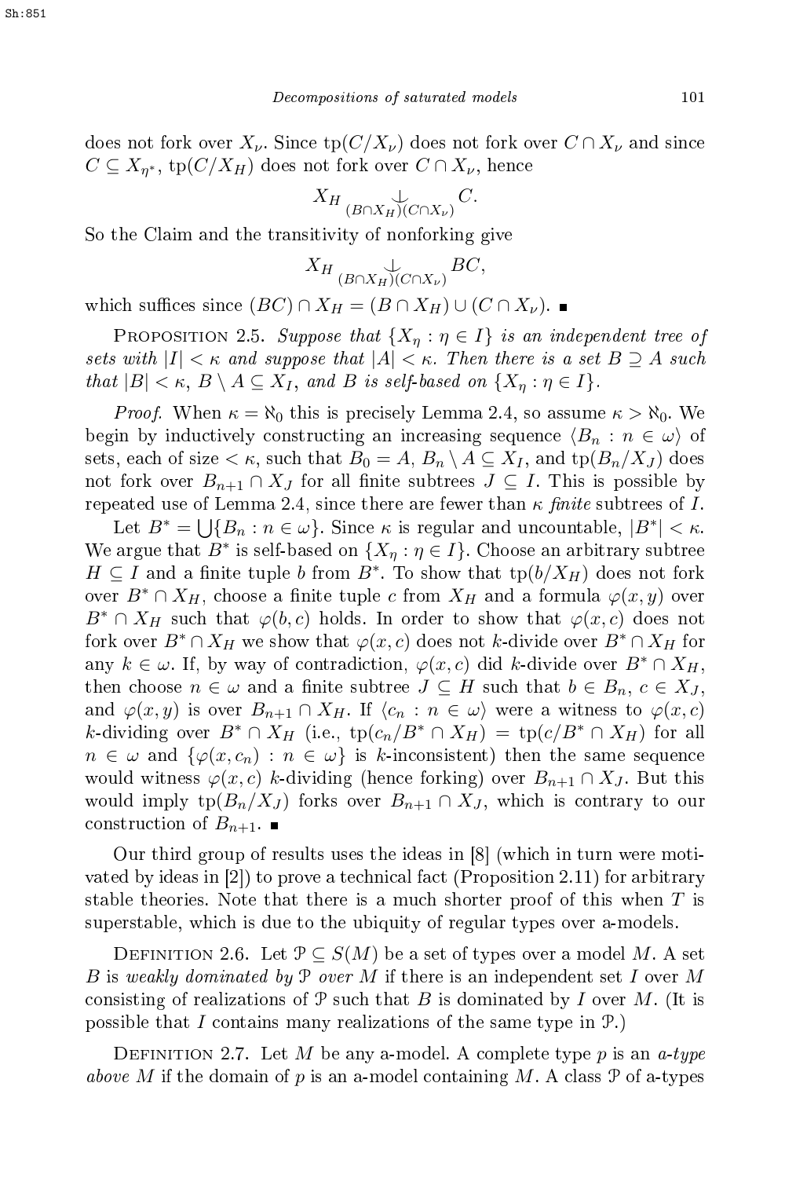does not fork over $X_\nu$. Since $\operatorname{tp}(C/X_\nu)$ does not fork over $C \cap X_\nu$ and since $C \subseteq X_{\eta^*}$, $\operatorname{tp}(C/X_H)$ does not fork over $C \cap X_\nu$, hence

$$X_H \underset{(B\cap X_H)(C\cap X_\nu)}{\perp} C.$$

So the Claim and the transitivity of nonforking give

$$X_H \underset{(B\cap X_H)(C\cap X_\nu)}{\perp} BC,$$

which suffices since $(BC) \cap X_H = (B \cap X_H) \cup (C \cap X_\nu)$. ∎

Proposition 2.5. *Suppose that $\{X_\eta : \eta \in I\}$ is an independent tree of sets with $|I| < \kappa$ and suppose that $|A| < \kappa$. Then there is a set $B \supseteq A$ such that $|B| < \kappa$, $B \setminus A \subseteq X_I$, and $B$ is self-based on $\{X_\eta : \eta \in I\}$.*

*Proof.* When $\kappa = \aleph_0$ this is precisely Lemma 2.4, so assume $\kappa > \aleph_0$. We begin by inductively constructing an increasing sequence $\langle B_n : n \in \omega\rangle$ of sets, each of size $< \kappa$, such that $B_0 = A$, $B_n \setminus A \subseteq X_I$, and $\operatorname{tp}(B_n/X_J)$ does not fork over $B_{n+1} \cap X_J$ for all finite subtrees $J \subseteq I$. This is possible by repeated use of Lemma 2.4, since there are fewer than $\kappa$ *finite* subtrees of $I$.

Let $B^* = \bigcup\{B_n : n \in \omega\}$. Since $\kappa$ is regular and uncountable, $|B^*| < \kappa$. We argue that $B^*$ is self-based on $\{X_\eta : \eta \in I\}$. Choose an arbitrary subtree $H \subseteq I$ and a finite tuple $b$ from $B^*$. To show that $\operatorname{tp}(b/X_H)$ does not fork over $B^* \cap X_H$, choose a finite tuple $c$ from $X_H$ and a formula $\varphi(x, y)$ over $B^* \cap X_H$ such that $\varphi(b, c)$ holds. In order to show that $\varphi(x, c)$ does not fork over $B^* \cap X_H$ we show that $\varphi(x, c)$ does not $k$-divide over $B^* \cap X_H$ for any $k \in \omega$. If, by way of contradiction, $\varphi(x, c)$ did $k$-divide over $B^* \cap X_H$, then choose $n \in \omega$ and a finite subtree $J \subseteq H$ such that $b \in B_n$, $c \in X_J$, and $\varphi(x, y)$ is over $B_{n+1} \cap X_H$. If $\langle c_n : n \in \omega\rangle$ were a witness to $\varphi(x, c)$ $k$-dividing over $B^* \cap X_H$ (i.e., $\operatorname{tp}(c_n/B^* \cap X_H) = \operatorname{tp}(c/B^* \cap X_H)$ for all $n \in \omega$ and $\{\varphi(x, c_n) : n \in \omega\}$ is $k$-inconsistent) then the same sequence would witness $\varphi(x, c)$ $k$-dividing (hence forking) over $B_{n+1} \cap X_J$. But this would imply $\operatorname{tp}(B_n/X_J)$ forks over $B_{n+1} \cap X_J$, which is contrary to our construction of $B_{n+1}$. ∎

Our third group of results uses the ideas in [8] (which in turn were motivated by ideas in [2]) to prove a technical fact (Proposition 2.11) for arbitrary stable theories. Note that there is a much shorter proof of this when $T$ is superstable, which is due to the ubiquity of regular types over a-models.

Definition 2.6. Let $\mathcal{P} \subseteq S(M)$ be a set of types over a model $M$. A set $B$ is *weakly dominated by $\mathcal{P}$ over $M$* if there is an independent set $I$ over $M$ consisting of realizations of $\mathcal{P}$ such that $B$ is dominated by $I$ over $M$. (It is possible that $I$ contains many realizations of the same type in $\mathcal{P}$.)

Definition 2.7. Let $M$ be any a-model. A complete type $p$ is an *a-type above $M$* if the domain of $p$ is an a-model containing $M$. A class $\mathcal{P}$ of a-types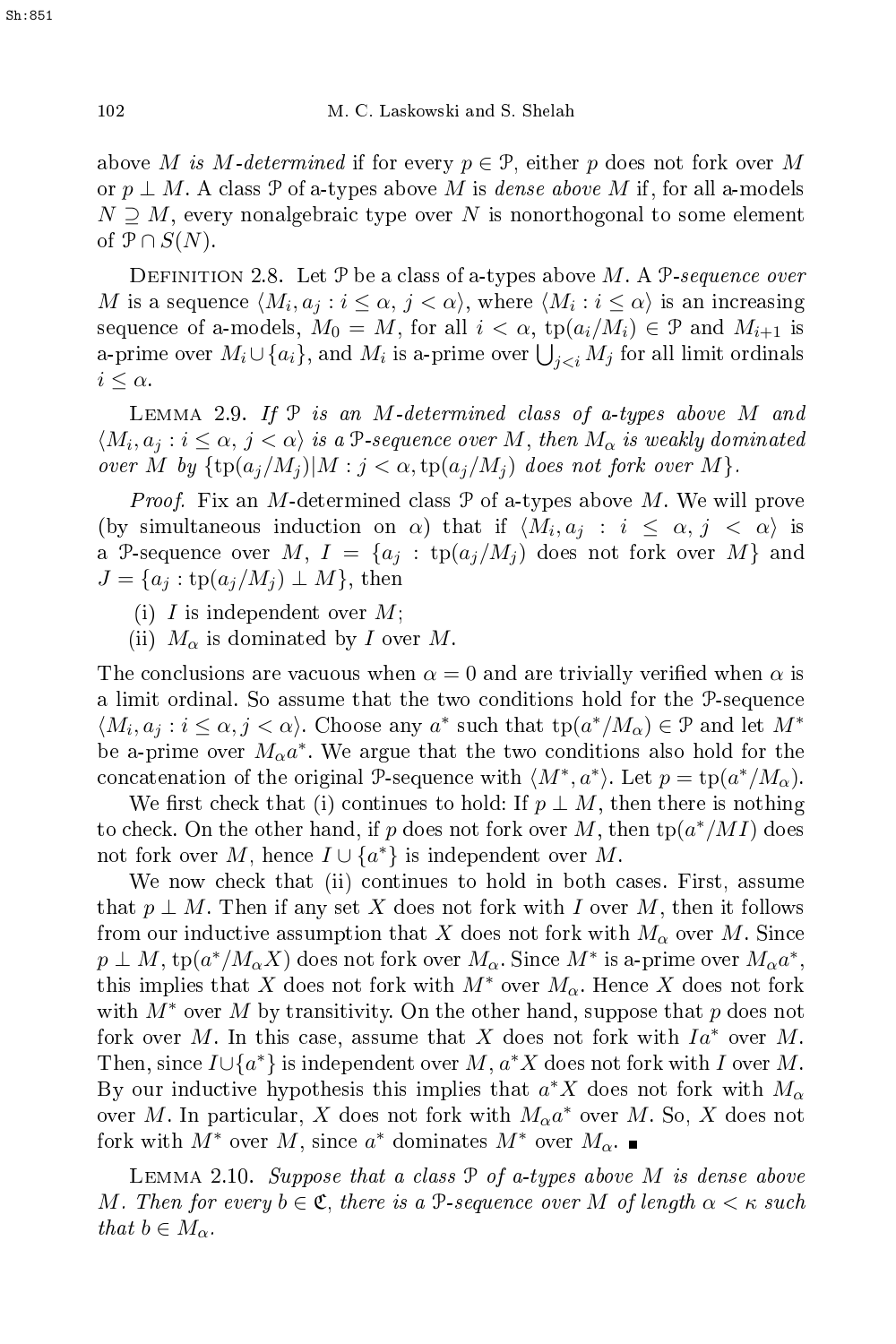above $M$ *is $M$-determined* if for every $p \in \mathcal{P}$, either $p$ does not fork over $M$ or $p \perp M$. A class $\mathcal{P}$ of a-types above $M$ is *dense above $M$* if, for all a-models $N \supseteq M$, every nonalgebraic type over $N$ is nonorthogonal to some element of $\mathcal{P} \cap S(N)$.

Definition 2.8. Let $\mathcal{P}$ be a class of a-types above $M$. A *$\mathcal{P}$-sequence over $M$* is a sequence $\langle M_i, a_j : i \leq \alpha, j < \alpha \rangle$, where $\langle M_i : i \leq \alpha \rangle$ is an increasing sequence of a-models, $M_0 = M$, for all $i < \alpha$, $\text{tp}(a_i/M_i) \in \mathcal{P}$ and $M_{i+1}$ is a-prime over $M_i \cup \{a_i\}$, and $M_i$ is a-prime over $\bigcup_{j<i} M_j$ for all limit ordinals $i \leq \alpha$.

Lemma 2.9. *If $\mathcal{P}$ is an $M$-determined class of a-types above $M$ and $\langle M_i, a_j : i \leq \alpha, j < \alpha \rangle$ is a $\mathcal{P}$-sequence over $M$, then $M_\alpha$ is weakly dominated over $M$ by $\{\text{tp}(a_j/M_j)|M : j < \alpha, \text{tp}(a_j/M_j)$ does not fork over $M\}$.*

*Proof.* Fix an $M$-determined class $\mathcal{P}$ of a-types above $M$. We will prove (by simultaneous induction on $\alpha$) that if $\langle M_i, a_j : i \leq \alpha, j < \alpha \rangle$ is a $\mathcal{P}$-sequence over $M$, $I = \{a_j : \text{tp}(a_j/M_j)$ does not fork over $M\}$ and $J = \{a_j : \text{tp}(a_j/M_j) \perp M\}$, then

(i) $I$ is independent over $M$;
(ii) $M_\alpha$ is dominated by $I$ over $M$.

The conclusions are vacuous when $\alpha = 0$ and are trivially verified when $\alpha$ is a limit ordinal. So assume that the two conditions hold for the $\mathcal{P}$-sequence $\langle M_i, a_j : i \leq \alpha, j < \alpha \rangle$. Choose any $a^*$ such that $\text{tp}(a^*/M_\alpha) \in \mathcal{P}$ and let $M^*$ be a-prime over $M_\alpha a^*$. We argue that the two conditions also hold for the concatenation of the original $\mathcal{P}$-sequence with $\langle M^*, a^* \rangle$. Let $p = \text{tp}(a^*/M_\alpha)$.

We first check that (i) continues to hold: If $p \perp M$, then there is nothing to check. On the other hand, if $p$ does not fork over $M$, then $\text{tp}(a^*/MI)$ does not fork over $M$, hence $I \cup \{a^*\}$ is independent over $M$.

We now check that (ii) continues to hold in both cases. First, assume that $p \perp M$. Then if any set $X$ does not fork with $I$ over $M$, then it follows from our inductive assumption that $X$ does not fork with $M_\alpha$ over $M$. Since $p \perp M$, $\text{tp}(a^*/M_\alpha X)$ does not fork over $M_\alpha$. Since $M^*$ is a-prime over $M_\alpha a^*$, this implies that $X$ does not fork with $M^*$ over $M_\alpha$. Hence $X$ does not fork with $M^*$ over $M$ by transitivity. On the other hand, suppose that $p$ does not fork over $M$. In this case, assume that $X$ does not fork with $Ia^*$ over $M$. Then, since $I \cup \{a^*\}$ is independent over $M$, $a^*X$ does not fork with $I$ over $M$. By our inductive hypothesis this implies that $a^*X$ does not fork with $M_\alpha$ over $M$. In particular, $X$ does not fork with $M_\alpha a^*$ over $M$. So, $X$ does not fork with $M^*$ over $M$, since $a^*$ dominates $M^*$ over $M_\alpha$. ∎

Lemma 2.10. *Suppose that a class $\mathcal{P}$ of a-types above $M$ is dense above $M$. Then for every $b \in \mathfrak{C}$, there is a $\mathcal{P}$-sequence over $M$ of length $\alpha < \kappa$ such that $b \in M_\alpha$.*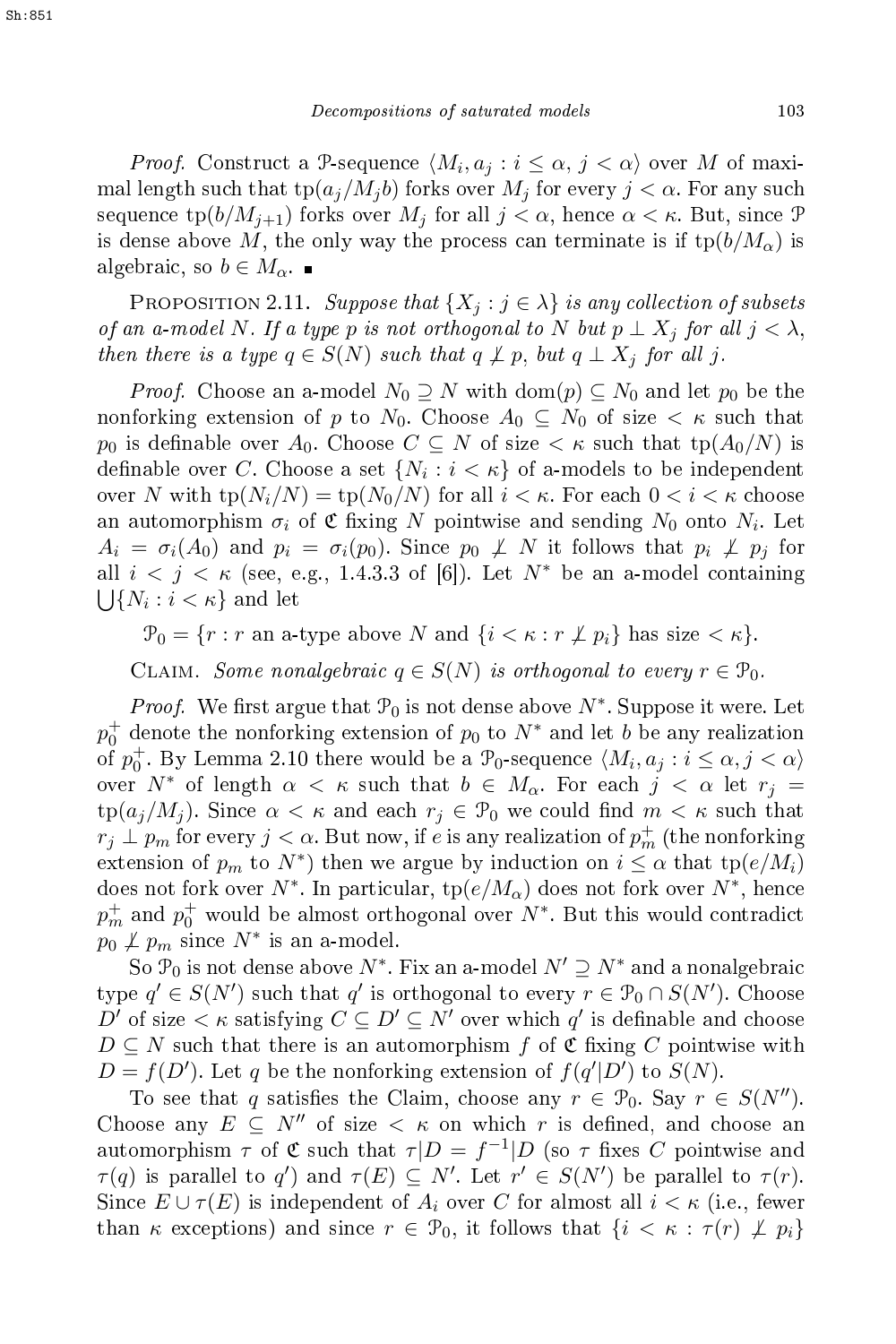*Proof.* Construct a $\mathcal{P}$-sequence $\langle M_i, a_j : i \leq \alpha, j < \alpha \rangle$ over $M$ of maximal length such that $\operatorname{tp}(a_j/M_j b)$ forks over $M_j$ for every $j < \alpha$. For any such sequence $\operatorname{tp}(b/M_{j+1})$ forks over $M_j$ for all $j < \alpha$, hence $\alpha < \kappa$. But, since $\mathcal{P}$ is dense above $M$, the only way the process can terminate is if $\operatorname{tp}(b/M_\alpha)$ is algebraic, so $b \in M_\alpha$. ∎

Proposition 2.11. *Suppose that $\{X_j : j \in \lambda\}$ is any collection of subsets of an a-model $N$. If a type $p$ is not orthogonal to $N$ but $p \perp X_j$ for all $j < \lambda$, then there is a type $q \in S(N)$ such that $q \not\perp p$, but $q \perp X_j$ for all $j$.*

*Proof.* Choose an a-model $N_0 \supseteq N$ with $\operatorname{dom}(p) \subseteq N_0$ and let $p_0$ be the nonforking extension of $p$ to $N_0$. Choose $A_0 \subseteq N_0$ of size $< \kappa$ such that $p_0$ is definable over $A_0$. Choose $C \subseteq N$ of size $< \kappa$ such that $\operatorname{tp}(A_0/N)$ is definable over $C$. Choose a set $\{N_i : i < \kappa\}$ of a-models to be independent over $N$ with $\operatorname{tp}(N_i/N) = \operatorname{tp}(N_0/N)$ for all $i < \kappa$. For each $0 < i < \kappa$ choose an automorphism $\sigma_i$ of $\mathfrak{C}$ fixing $N$ pointwise and sending $N_0$ onto $N_i$. Let $A_i = \sigma_i(A_0)$ and $p_i = \sigma_i(p_0)$. Since $p_0 \not\perp N$ it follows that $p_i \not\perp p_j$ for all $i < j < \kappa$ (see, e.g., 1.4.3.3 of [6]). Let $N^*$ be an a-model containing $\bigcup\{N_i : i < \kappa\}$ and let

$$\mathcal{P}_0 = \{r : r \text{ an a-type above } N \text{ and } \{i < \kappa : r \not\perp p_i\} \text{ has size } < \kappa\}.$$

Claim. *Some nonalgebraic $q \in S(N)$ is orthogonal to every $r \in \mathcal{P}_0$.*

*Proof.* We first argue that $\mathcal{P}_0$ is not dense above $N^*$. Suppose it were. Let $p_0^+$ denote the nonforking extension of $p_0$ to $N^*$ and let $b$ be any realization of $p_0^+$. By Lemma 2.10 there would be a $\mathcal{P}_0$-sequence $\langle M_i, a_j : i \leq \alpha, j < \alpha \rangle$ over $N^*$ of length $\alpha < \kappa$ such that $b \in M_\alpha$. For each $j < \alpha$ let $r_j = \operatorname{tp}(a_j/M_j)$. Since $\alpha < \kappa$ and each $r_j \in \mathcal{P}_0$ we could find $m < \kappa$ such that $r_j \perp p_m$ for every $j < \alpha$. But now, if $e$ is any realization of $p_m^+$ (the nonforking extension of $p_m$ to $N^*$) then we argue by induction on $i \leq \alpha$ that $\operatorname{tp}(e/M_i)$ does not fork over $N^*$. In particular, $\operatorname{tp}(e/M_\alpha)$ does not fork over $N^*$, hence $p_m^+$ and $p_0^+$ would be almost orthogonal over $N^*$. But this would contradict $p_0 \not\perp p_m$ since $N^*$ is an a-model.

So $\mathcal{P}_0$ is not dense above $N^*$. Fix an a-model $N' \supseteq N^*$ and a nonalgebraic type $q' \in S(N')$ such that $q'$ is orthogonal to every $r \in \mathcal{P}_0 \cap S(N')$. Choose $D'$ of size $< \kappa$ satisfying $C \subseteq D' \subseteq N'$ over which $q'$ is definable and choose $D \subseteq N$ such that there is an automorphism $f$ of $\mathfrak{C}$ fixing $C$ pointwise with $D = f(D')$. Let $q$ be the nonforking extension of $f(q'|D')$ to $S(N)$.

To see that $q$ satisfies the Claim, choose any $r \in \mathcal{P}_0$. Say $r \in S(N'')$. Choose any $E \subseteq N''$ of size $< \kappa$ on which $r$ is defined, and choose an automorphism $\tau$ of $\mathfrak{C}$ such that $\tau|D = f^{-1}|D$ (so $\tau$ fixes $C$ pointwise and $\tau(q)$ is parallel to $q'$) and $\tau(E) \subseteq N'$. Let $r' \in S(N')$ be parallel to $\tau(r)$. Since $E \cup \tau(E)$ is independent of $A_i$ over $C$ for almost all $i < \kappa$ (i.e., fewer than $\kappa$ exceptions) and since $r \in \mathcal{P}_0$, it follows that $\{i < \kappa : \tau(r) \not\perp p_i\}$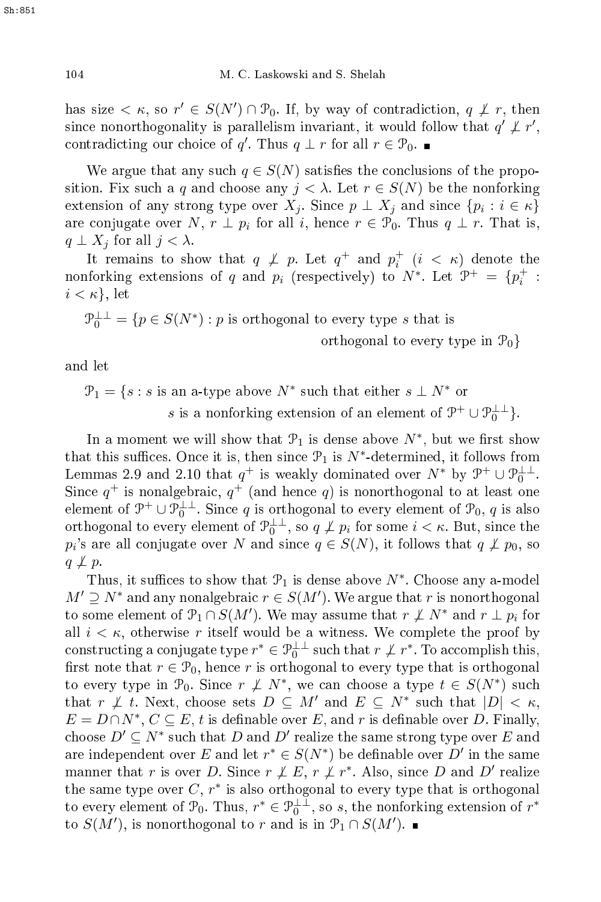has size $< \kappa$, so $r' \in S(N') \cap \mathcal{P}_0$. If, by way of contradiction, $q \not\perp r$, then since nonorthogonality is parallelism invariant, it would follow that $q' \not\perp r'$, contradicting our choice of $q'$. Thus $q \perp r$ for all $r \in \mathcal{P}_0$. ∎

We argue that any such $q \in S(N)$ satisfies the conclusions of the proposition. Fix such a $q$ and choose any $j < \lambda$. Let $r \in S(N)$ be the nonforking extension of any strong type over $X_j$. Since $p \perp X_j$ and since $\{p_i : i \in \kappa\}$ are conjugate over $N$, $r \perp p_i$ for all $i$, hence $r \in \mathcal{P}_0$. Thus $q \perp r$. That is, $q \perp X_j$ for all $j < \lambda$.

It remains to show that $q \not\perp p$. Let $q^+$ and $p_i^+$ ($i < \kappa$) denote the nonforking extensions of $q$ and $p_i$ (respectively) to $N^*$. Let $\mathcal{P}^+ = \{p_i^+ : i < \kappa\}$, let

$$\mathcal{P}_0^{\perp\perp} = \{p \in S(N^*) : p \text{ is orthogonal to every type } s \text{ that is orthogonal to every type in } \mathcal{P}_0\}$$

and let

$$\mathcal{P}_1 = \{s : s \text{ is an a-type above } N^* \text{ such that either } s \perp N^* \text{ or } s \text{ is a nonforking extension of an element of } \mathcal{P}^+ \cup \mathcal{P}_0^{\perp\perp}\}.$$

In a moment we will show that $\mathcal{P}_1$ is dense above $N^*$, but we first show that this suffices. Once it is, then since $\mathcal{P}_1$ is $N^*$-determined, it follows from Lemmas 2.9 and 2.10 that $q^+$ is weakly dominated over $N^*$ by $\mathcal{P}^+ \cup \mathcal{P}_0^{\perp\perp}$. Since $q^+$ is nonalgebraic, $q^+$ (and hence $q$) is nonorthogonal to at least one element of $\mathcal{P}^+ \cup \mathcal{P}_0^{\perp\perp}$. Since $q$ is orthogonal to every element of $\mathcal{P}_0$, $q$ is also orthogonal to every element of $\mathcal{P}_0^{\perp\perp}$, so $q \not\perp p_i$ for some $i < \kappa$. But, since the $p_i$'s are all conjugate over $N$ and since $q \in S(N)$, it follows that $q \not\perp p_0$, so $q \not\perp p$.

Thus, it suffices to show that $\mathcal{P}_1$ is dense above $N^*$. Choose any a-model $M' \supseteq N^*$ and any nonalgebraic $r \in S(M')$. We argue that $r$ is nonorthogonal to some element of $\mathcal{P}_1 \cap S(M')$. We may assume that $r \not\perp N^*$ and $r \perp p_i$ for all $i < \kappa$, otherwise $r$ itself would be a witness. We complete the proof by constructing a conjugate type $r^* \in \mathcal{P}_0^{\perp\perp}$ such that $r \not\perp r^*$. To accomplish this, first note that $r \in \mathcal{P}_0$, hence $r$ is orthogonal to every type that is orthogonal to every type in $\mathcal{P}_0$. Since $r \not\perp N^*$, we can choose a type $t \in S(N^*)$ such that $r \not\perp t$. Next, choose sets $D \subseteq M'$ and $E \subseteq N^*$ such that $|D| < \kappa$, $E = D \cap N^*$, $C \subseteq E$, $t$ is definable over $E$, and $r$ is definable over $D$. Finally, choose $D' \subseteq N^*$ such that $D$ and $D'$ realize the same strong type over $E$ and are independent over $E$ and let $r^* \in S(N^*)$ be definable over $D'$ in the same manner that $r$ is over $D$. Since $r \not\perp E$, $r \not\perp r^*$. Also, since $D$ and $D'$ realize the same type over $C$, $r^*$ is also orthogonal to every type that is orthogonal to every element of $\mathcal{P}_0$. Thus, $r^* \in \mathcal{P}_0^{\perp\perp}$, so $s$, the nonforking extension of $r^*$ to $S(M')$, is nonorthogonal to $r$ and is in $\mathcal{P}_1 \cap S(M')$. ∎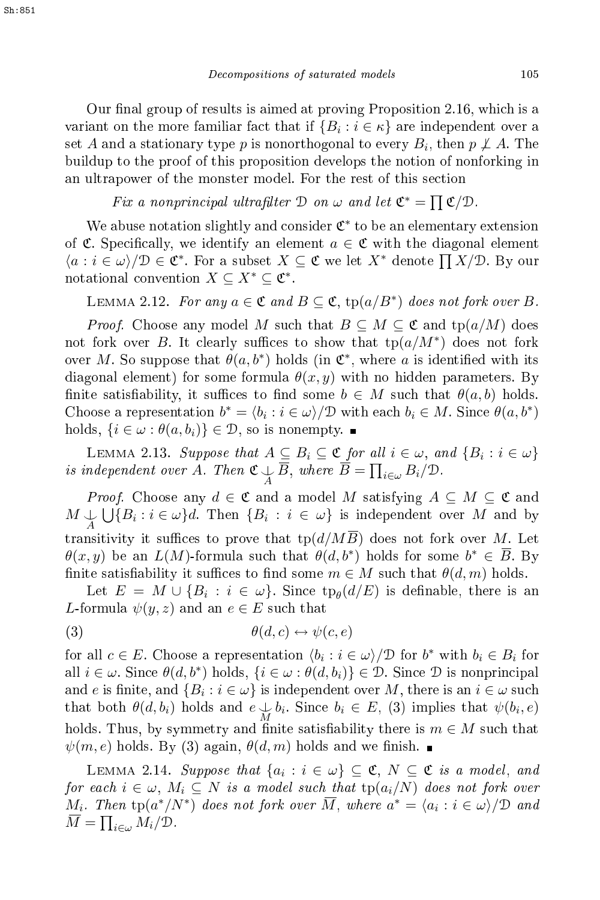Our final group of results is aimed at proving Proposition 2.16, which is a variant on the more familiar fact that if $\{B_i : i \in \kappa\}$ are independent over a set $A$ and a stationary type $p$ is nonorthogonal to every $B_i$, then $p \not\perp A$. The buildup to the proof of this proposition develops the notion of nonforking in an ultrapower of the monster model. For the rest of this section

*Fix a nonprincipal ultrafilter $\mathcal{D}$ on $\omega$ and let $\mathfrak{C}^* = \prod \mathfrak{C}/\mathcal{D}$.*

We abuse notation slightly and consider $\mathfrak{C}^*$ to be an elementary extension of $\mathfrak{C}$. Specifically, we identify an element $a \in \mathfrak{C}$ with the diagonal element $\langle a : i \in \omega\rangle/\mathcal{D} \in \mathfrak{C}^*$. For a subset $X \subseteq \mathfrak{C}$ we let $X^*$ denote $\prod X/\mathcal{D}$. By our notational convention $X \subseteq X^* \subseteq \mathfrak{C}^*$.

Lemma 2.12. *For any $a \in \mathfrak{C}$ and $B \subseteq \mathfrak{C}$, $\mathrm{tp}(a/B^*)$ does not fork over $B$.*

*Proof.* Choose any model $M$ such that $B \subseteq M \subseteq \mathfrak{C}$ and $\mathrm{tp}(a/M)$ does not fork over $B$. It clearly suffices to show that $\mathrm{tp}(a/M^*)$ does not fork over $M$. So suppose that $\theta(a, b^*)$ holds (in $\mathfrak{C}^*$, where $a$ is identified with its diagonal element) for some formula $\theta(x, y)$ with no hidden parameters. By finite satisfiability, it suffices to find some $b \in M$ such that $\theta(a, b)$ holds. Choose a representation $b^* = \langle b_i : i \in \omega\rangle/\mathcal{D}$ with each $b_i \in M$. Since $\theta(a, b^*)$ holds, $\{i \in \omega : \theta(a, b_i)\} \in \mathcal{D}$, so is nonempty. ∎

Lemma 2.13. *Suppose that $A \subseteq B_i \subseteq \mathfrak{C}$ for all $i \in \omega$, and $\{B_i : i \in \omega\}$ is independent over $A$. Then $\mathfrak{C} \mathop{\perp}\limits_{A} \overline{B}$, where $\overline{B} = \prod_{i\in\omega} B_i/\mathcal{D}$.*

*Proof.* Choose any $d \in \mathfrak{C}$ and a model $M$ satisfying $A \subseteq M \subseteq \mathfrak{C}$ and $M \mathop{\perp}\limits_{A} \bigcup\{B_i : i \in \omega\}d$. Then $\{B_i : i \in \omega\}$ is independent over $M$ and by transitivity it suffices to prove that $\mathrm{tp}(d/M\overline{B})$ does not fork over $M$. Let $\theta(x, y)$ be an $L(M)$-formula such that $\theta(d, b^*)$ holds for some $b^* \in \overline{B}$. By finite satisfiability it suffices to find some $m \in M$ such that $\theta(d, m)$ holds.

Let $E = M \cup \{B_i : i \in \omega\}$. Since $\mathrm{tp}_\theta(d/E)$ is definable, there is an $L$-formula $\psi(y, z)$ and an $e \in E$ such that

$$\theta(d, c) \leftrightarrow \psi(c, e) \tag{3}$$

for all $c \in E$. Choose a representation $\langle b_i : i \in \omega\rangle/\mathcal{D}$ for $b^*$ with $b_i \in B_i$ for all $i \in \omega$. Since $\theta(d, b^*)$ holds, $\{i \in \omega : \theta(d, b_i)\} \in \mathcal{D}$. Since $\mathcal{D}$ is nonprincipal and $e$ is finite, and $\{B_i : i \in \omega\}$ is independent over $M$, there is an $i \in \omega$ such that both $\theta(d, b_i)$ holds and $e \mathop{\perp}\limits_{M} b_i$. Since $b_i \in E$, (3) implies that $\psi(b_i, e)$ holds. Thus, by symmetry and finite satisfiability there is $m \in M$ such that $\psi(m, e)$ holds. By (3) again, $\theta(d, m)$ holds and we finish. ∎

Lemma 2.14. *Suppose that $\{a_i : i \in \omega\} \subseteq \mathfrak{C}$, $N \subseteq \mathfrak{C}$ is a model, and for each $i \in \omega$, $M_i \subseteq N$ is a model such that $\mathrm{tp}(a_i/N)$ does not fork over $M_i$. Then $\mathrm{tp}(a^*/N^*)$ does not fork over $\overline{M}$, where $a^* = \langle a_i : i \in \omega\rangle/\mathcal{D}$ and $\overline{M} = \prod_{i\in\omega} M_i/\mathcal{D}$.*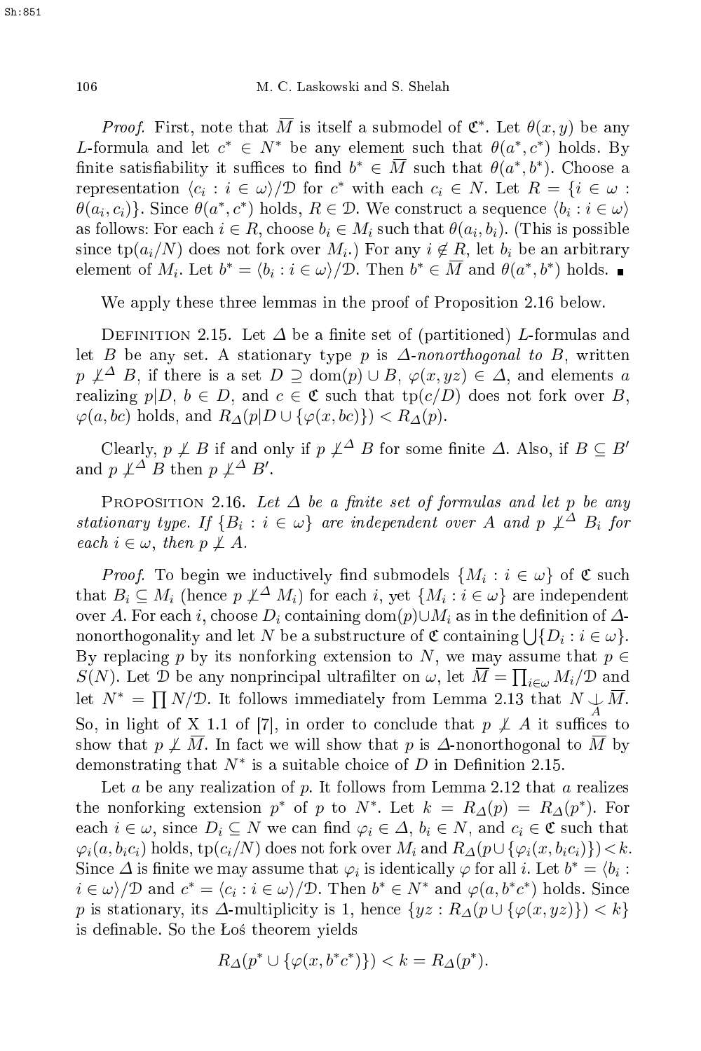*Proof.* First, note that $\overline{M}$ is itself a submodel of $\mathfrak{C}^*$. Let $\theta(x,y)$ be any $L$-formula and let $c^* \in N^*$ be any element such that $\theta(a^*, c^*)$ holds. By finite satisfiability it suffices to find $b^* \in \overline{M}$ such that $\theta(a^*, b^*)$. Choose a representation $\langle c_i : i \in \omega \rangle / \mathcal{D}$ for $c^*$ with each $c_i \in N$. Let $R = \{i \in \omega : \theta(a_i, c_i)\}$. Since $\theta(a^*, c^*)$ holds, $R \in \mathcal{D}$. We construct a sequence $\langle b_i : i \in \omega \rangle$ as follows: For each $i \in R$, choose $b_i \in M_i$ such that $\theta(a_i, b_i)$. (This is possible since $\mathrm{tp}(a_i/N)$ does not fork over $M_i$.) For any $i \notin R$, let $b_i$ be an arbitrary element of $M_i$. Let $b^* = \langle b_i : i \in \omega \rangle / \mathcal{D}$. Then $b^* \in \overline{M}$ and $\theta(a^*, b^*)$ holds. ■

We apply these three lemmas in the proof of Proposition 2.16 below.

Definition 2.15. Let $\Delta$ be a finite set of (partitioned) $L$-formulas and let $B$ be any set. A stationary type $p$ is *$\Delta$-nonorthogonal to $B$*, written $p \not\perp^{\Delta} B$, if there is a set $D \supseteq \mathrm{dom}(p) \cup B$, $\varphi(x, yz) \in \Delta$, and elements $a$ realizing $p|D$, $b \in D$, and $c \in \mathfrak{C}$ such that $\mathrm{tp}(c/D)$ does not fork over $B$, $\varphi(a, bc)$ holds, and $R_\Delta(p|D \cup \{\varphi(x, bc)\}) < R_\Delta(p)$.

Clearly, $p \not\perp B$ if and only if $p \not\perp^{\Delta} B$ for some finite $\Delta$. Also, if $B \subseteq B'$ and $p \not\perp^{\Delta} B$ then $p \not\perp^{\Delta} B'$.

Proposition 2.16. *Let $\Delta$ be a finite set of formulas and let $p$ be any stationary type. If $\{B_i : i \in \omega\}$ are independent over $A$ and $p \not\perp^{\Delta} B_i$ for each $i \in \omega$, then $p \not\perp A$.*

*Proof.* To begin we inductively find submodels $\{M_i : i \in \omega\}$ of $\mathfrak{C}$ such that $B_i \subseteq M_i$ (hence $p \not\perp^{\Delta} M_i$) for each $i$, yet $\{M_i : i \in \omega\}$ are independent over $A$. For each $i$, choose $D_i$ containing $\mathrm{dom}(p) \cup M_i$ as in the definition of $\Delta$-nonorthogonality and let $N$ be a substructure of $\mathfrak{C}$ containing $\bigcup\{D_i : i \in \omega\}$. By replacing $p$ by its nonforking extension to $N$, we may assume that $p \in S(N)$. Let $\mathcal{D}$ be any nonprincipal ultrafilter on $\omega$, let $\overline{M} = \prod_{i \in \omega} M_i / \mathcal{D}$ and let $N^* = \prod N / \mathcal{D}$. It follows immediately from Lemma 2.13 that $N \mathop{\smile}\limits_{A} \overline{M}$. So, in light of X 1.1 of [7], in order to conclude that $p \not\perp A$ it suffices to show that $p \not\perp \overline{M}$. In fact we will show that $p$ is $\Delta$-nonorthogonal to $\overline{M}$ by demonstrating that $N^*$ is a suitable choice of $D$ in Definition 2.15.

Let $a$ be any realization of $p$. It follows from Lemma 2.12 that $a$ realizes the nonforking extension $p^*$ of $p$ to $N^*$. Let $k = R_\Delta(p) = R_\Delta(p^*)$. For each $i \in \omega$, since $D_i \subseteq N$ we can find $\varphi_i \in \Delta$, $b_i \in N$, and $c_i \in \mathfrak{C}$ such that $\varphi_i(a, b_i c_i)$ holds, $\mathrm{tp}(c_i/N)$ does not fork over $M_i$ and $R_\Delta(p \cup \{\varphi_i(x, b_i c_i)\}) < k$. Since $\Delta$ is finite we may assume that $\varphi_i$ is identically $\varphi$ for all $i$. Let $b^* = \langle b_i : i \in \omega \rangle / \mathcal{D}$ and $c^* = \langle c_i : i \in \omega \rangle / \mathcal{D}$. Then $b^* \in N^*$ and $\varphi(a, b^* c^*)$ holds. Since $p$ is stationary, its $\Delta$-multiplicity is 1, hence $\{yz : R_\Delta(p \cup \{\varphi(x, yz)\}) < k\}$ is definable. So the Łoś theorem yields

$$R_\Delta(p^* \cup \{\varphi(x, b^* c^*)\}) < k = R_\Delta(p^*).$$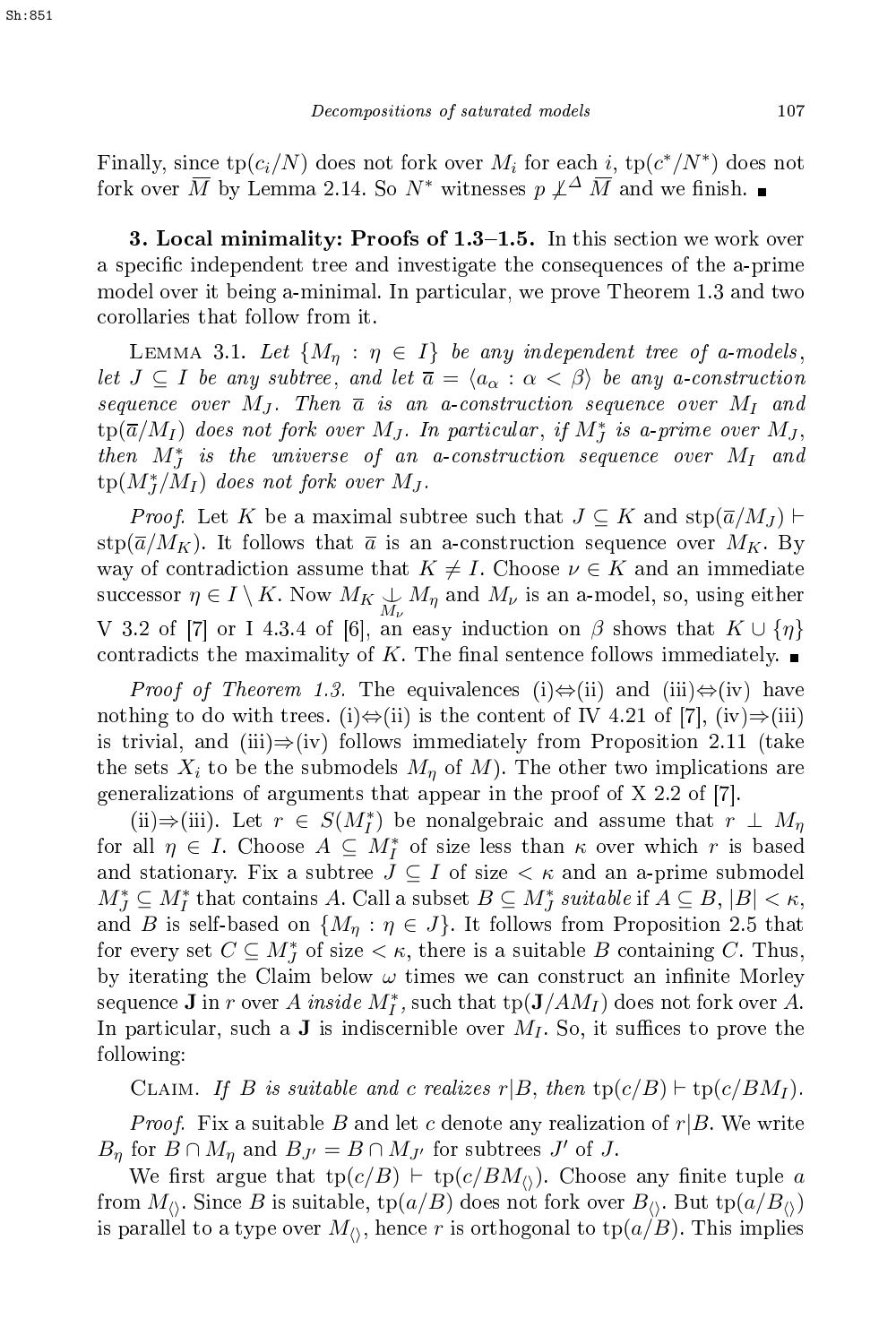Finally, since $\text{tp}(c_i/N)$ does not fork over $M_i$ for each $i$, $\text{tp}(c^*/N^*)$ does not fork over $\overline{M}$ by Lemma 2.14. So $N^*$ witnesses $p \not\perp^{\Delta} \overline{M}$ and we finish. ∎

**3. Local minimality: Proofs of 1.3–1.5.** In this section we work over a specific independent tree and investigate the consequences of the a-prime model over it being a-minimal. In particular, we prove Theorem 1.3 and two corollaries that follow from it.

Lemma 3.1. *Let $\{M_\eta : \eta \in I\}$ be any independent tree of a-models, let $J \subseteq I$ be any subtree, and let $\overline{a} = \langle a_\alpha : \alpha < \beta \rangle$ be any a-construction sequence over $M_J$. Then $\overline{a}$ is an a-construction sequence over $M_I$ and $\text{tp}(\overline{a}/M_I)$ does not fork over $M_J$. In particular, if $M_J^*$ is a-prime over $M_J$, then $M_J^*$ is the universe of an a-construction sequence over $M_I$ and $\text{tp}(M_J^*/M_I)$ does not fork over $M_J$.*

*Proof.* Let $K$ be a maximal subtree such that $J \subseteq K$ and $\text{stp}(\overline{a}/M_J) \vdash \text{stp}(\overline{a}/M_K)$. It follows that $\overline{a}$ is an a-construction sequence over $M_K$. By way of contradiction assume that $K \neq I$. Choose $\nu \in K$ and an immediate successor $\eta \in I \setminus K$. Now $M_K \underset{M_\nu}{\perp} M_\eta$ and $M_\nu$ is an a-model, so, using either V 3.2 of [7] or I 4.3.4 of [6], an easy induction on $\beta$ shows that $K \cup \{\eta\}$ contradicts the maximality of $K$. The final sentence follows immediately. ∎

*Proof of Theorem 1.3.* The equivalences (i)⇔(ii) and (iii)⇔(iv) have nothing to do with trees. (i)⇔(ii) is the content of IV 4.21 of [7], (iv)⇒(iii) is trivial, and (iii)⇒(iv) follows immediately from Proposition 2.11 (take the sets $X_i$ to be the submodels $M_\eta$ of $M$). The other two implications are generalizations of arguments that appear in the proof of X 2.2 of [7].

(ii)⇒(iii). Let $r \in S(M_I^*)$ be nonalgebraic and assume that $r \perp M_\eta$ for all $\eta \in I$. Choose $A \subseteq M_I^*$ of size less than $\kappa$ over which $r$ is based and stationary. Fix a subtree $J \subseteq I$ of size $< \kappa$ and an a-prime submodel $M_J^* \subseteq M_I^*$ that contains $A$. Call a subset $B \subseteq M_J^*$ *suitable* if $A \subseteq B$, $|B| < \kappa$, and $B$ is self-based on $\{M_\eta : \eta \in J\}$. It follows from Proposition 2.5 that for every set $C \subseteq M_J^*$ of size $< \kappa$, there is a suitable $B$ containing $C$. Thus, by iterating the Claim below $\omega$ times we can construct an infinite Morley sequence $\mathbf{J}$ in $r$ over $A$ *inside* $M_I^*$, such that $\text{tp}(\mathbf{J}/AM_I)$ does not fork over $A$. In particular, such a $\mathbf{J}$ is indiscernible over $M_I$. So, it suffices to prove the following:

Claim. *If $B$ is suitable and $c$ realizes $r|B$, then $\text{tp}(c/B) \vdash \text{tp}(c/BM_I)$.*

*Proof.* Fix a suitable $B$ and let $c$ denote any realization of $r|B$. We write $B_\eta$ for $B \cap M_\eta$ and $B_{J'} = B \cap M_{J'}$ for subtrees $J'$ of $J$.

We first argue that $\text{tp}(c/B) \vdash \text{tp}(c/BM_{\langle\rangle})$. Choose any finite tuple $a$ from $M_{\langle\rangle}$. Since $B$ is suitable, $\text{tp}(a/B)$ does not fork over $B_{\langle\rangle}$. But $\text{tp}(a/B_{\langle\rangle})$ is parallel to a type over $M_{\langle\rangle}$, hence $r$ is orthogonal to $\text{tp}(a/B)$. This implies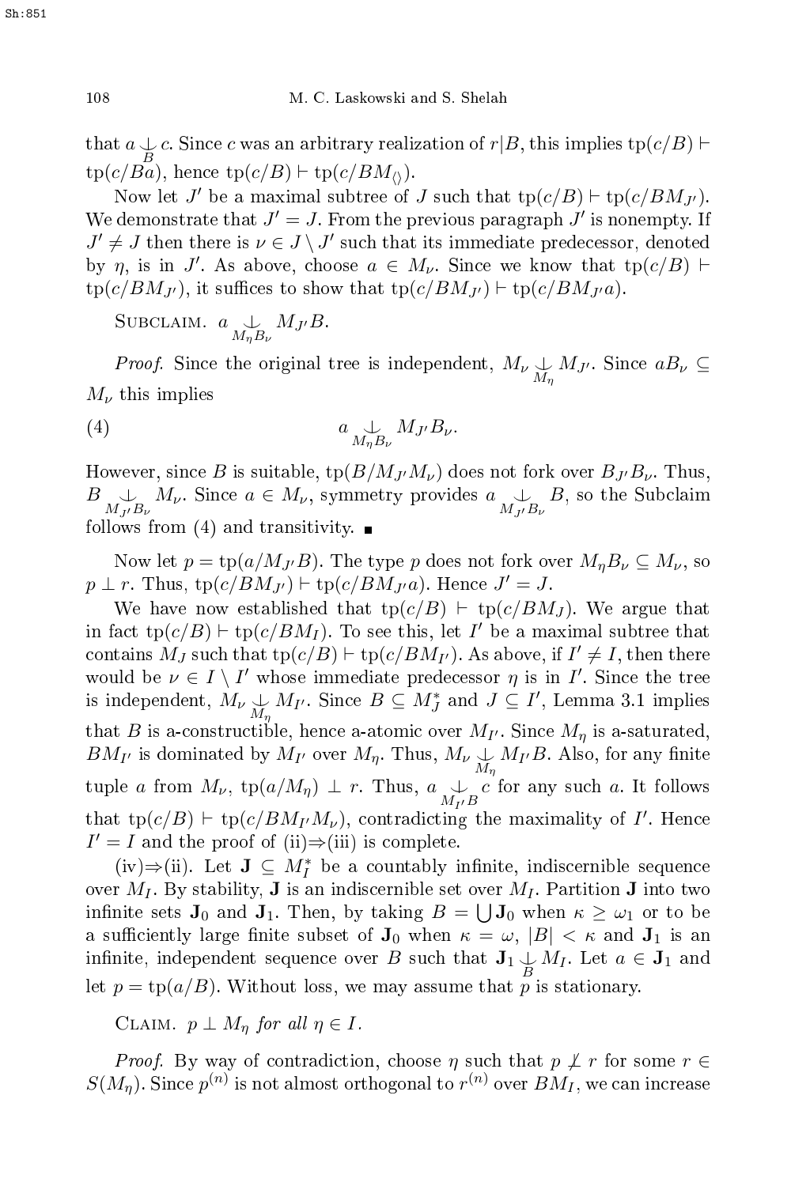that $a \underset{B}{\perp} c$. Since $c$ was an arbitrary realization of $r|B$, this implies $\mathrm{tp}(c/B) \vdash \mathrm{tp}(c/Ba)$, hence $\mathrm{tp}(c/B) \vdash \mathrm{tp}(c/BM_{\langle\rangle})$.

Now let $J'$ be a maximal subtree of $J$ such that $\mathrm{tp}(c/B) \vdash \mathrm{tp}(c/BM_{J'})$. We demonstrate that $J' = J$. From the previous paragraph $J'$ is nonempty. If $J' \neq J$ then there is $\nu \in J \setminus J'$ such that its immediate predecessor, denoted by $\eta$, is in $J'$. As above, choose $a \in M_\nu$. Since we know that $\mathrm{tp}(c/B) \vdash \mathrm{tp}(c/BM_{J'})$, it suffices to show that $\mathrm{tp}(c/BM_{J'}) \vdash \mathrm{tp}(c/BM_{J'}a)$.

Subclaim. $a \underset{M_\eta B_\nu}{\perp} M_{J'}B$.

*Proof.* Since the original tree is independent, $M_\nu \underset{M_\eta}{\perp} M_{J'}$. Since $aB_\nu \subseteq M_\nu$ this implies

$$a \underset{M_\eta B_\nu}{\perp} M_{J'}B_\nu. \tag{4}$$

However, since $B$ is suitable, $\mathrm{tp}(B/M_{J'}M_\nu)$ does not fork over $B_{J'}B_\nu$. Thus, $B \underset{M_{J'}B_\nu}{\perp} M_\nu$. Since $a \in M_\nu$, symmetry provides $a \underset{M_{J'}B_\nu}{\perp} B$, so the Subclaim follows from (4) and transitivity. ∎

Now let $p = \mathrm{tp}(a/M_{J'}B)$. The type $p$ does not fork over $M_\eta B_\nu \subseteq M_\nu$, so $p \perp r$. Thus, $\mathrm{tp}(c/BM_{J'}) \vdash \mathrm{tp}(c/BM_{J'}a)$. Hence $J' = J$.

We have now established that $\mathrm{tp}(c/B) \vdash \mathrm{tp}(c/BM_J)$. We argue that in fact $\mathrm{tp}(c/B) \vdash \mathrm{tp}(c/BM_I)$. To see this, let $I'$ be a maximal subtree that contains $M_J$ such that $\mathrm{tp}(c/B) \vdash \mathrm{tp}(c/BM_{I'})$. As above, if $I' \neq I$, then there would be $\nu \in I \setminus I'$ whose immediate predecessor $\eta$ is in $I'$. Since the tree is independent, $M_\nu \underset{M_\eta}{\perp} M_{I'}$. Since $B \subseteq M_J^*$ and $J \subseteq I'$, Lemma 3.1 implies that $B$ is a-constructible, hence a-atomic over $M_{I'}$. Since $M_\eta$ is a-saturated, $BM_{I'}$ is dominated by $M_{I'}$ over $M_\eta$. Thus, $M_\nu \underset{M_\eta}{\perp} M_{I'}B$. Also, for any finite tuple $a$ from $M_\nu$, $\mathrm{tp}(a/M_\eta) \perp r$. Thus, $a \underset{M_{I'}B}{\perp} c$ for any such $a$. It follows that $\mathrm{tp}(c/B) \vdash \mathrm{tp}(c/BM_{I'}M_\nu)$, contradicting the maximality of $I'$. Hence $I' = I$ and the proof of (ii)⇒(iii) is complete.

(iv)⇒(ii). Let $\mathbf{J} \subseteq M_I^*$ be a countably infinite, indiscernible sequence over $M_I$. By stability, $\mathbf{J}$ is an indiscernible set over $M_I$. Partition $\mathbf{J}$ into two infinite sets $\mathbf{J}_0$ and $\mathbf{J}_1$. Then, by taking $B = \bigcup \mathbf{J}_0$ when $\kappa \geq \omega_1$ or to be a sufficiently large finite subset of $\mathbf{J}_0$ when $\kappa = \omega$, $|B| < \kappa$ and $\mathbf{J}_1$ is an infinite, independent sequence over $B$ such that $\mathbf{J}_1 \underset{B}{\perp} M_I$. Let $a \in \mathbf{J}_1$ and let $p = \mathrm{tp}(a/B)$. Without loss, we may assume that $p$ is stationary.

Claim. *$p \perp M_\eta$ for all $\eta \in I$.*

*Proof.* By way of contradiction, choose $\eta$ such that $p \not\perp r$ for some $r \in S(M_\eta)$. Since $p^{(n)}$ is not almost orthogonal to $r^{(n)}$ over $BM_I$, we can increase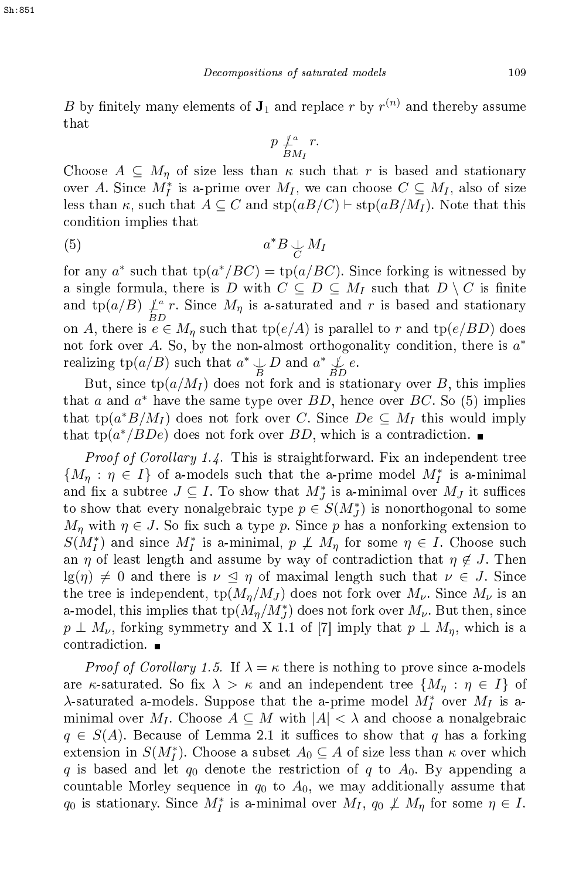$B$ by finitely many elements of $\mathbf{J}_1$ and replace $r$ by $r^{(n)}$ and thereby assume that

$$p \not\downarrow^{a}_{BM_I} r.$$

Choose $A \subseteq M_\eta$ of size less than $\kappa$ such that $r$ is based and stationary over $A$. Since $M_I^*$ is a-prime over $M_I$, we can choose $C \subseteq M_I$, also of size less than $\kappa$, such that $A \subseteq C$ and $\text{stp}(aB/C) \vdash \text{stp}(aB/M_I)$. Note that this condition implies that

$$a^* B \underset{C}{\downarrow} M_I \tag{5}$$

for any $a^*$ such that $\text{tp}(a^*/BC) = \text{tp}(a/BC)$. Since forking is witnessed by a single formula, there is $D$ with $C \subseteq D \subseteq M_I$ such that $D \setminus C$ is finite and $\text{tp}(a/B) \not\downarrow^{a}_{BD} r$. Since $M_\eta$ is a-saturated and $r$ is based and stationary on $A$, there is $e \in M_\eta$ such that $\text{tp}(e/A)$ is parallel to $r$ and $\text{tp}(e/BD)$ does not fork over $A$. So, by the non-almost orthogonality condition, there is $a^*$ realizing $\text{tp}(a/B)$ such that $a^* \underset{B}{\downarrow} D$ and $a^* \underset{BD}{\not\downarrow} e$.

But, since $\text{tp}(a/M_I)$ does not fork and is stationary over $B$, this implies that $a$ and $a^*$ have the same type over $BD$, hence over $BC$. So (5) implies that $\text{tp}(a^*B/M_I)$ does not fork over $C$. Since $De \subseteq M_I$ this would imply that $\text{tp}(a^*/BDe)$ does not fork over $BD$, which is a contradiction. ∎

*Proof of Corollary 1.4.* This is straightforward. Fix an independent tree $\{M_\eta : \eta \in I\}$ of a-models such that the a-prime model $M_I^*$ is a-minimal and fix a subtree $J \subseteq I$. To show that $M_J^*$ is a-minimal over $M_J$ it suffices to show that every nonalgebraic type $p \in S(M_J^*)$ is nonorthogonal to some $M_\eta$ with $\eta \in J$. So fix such a type $p$. Since $p$ has a nonforking extension to $S(M_I^*)$ and since $M_I^*$ is a-minimal, $p \not\perp M_\eta$ for some $\eta \in I$. Choose such an $\eta$ of least length and assume by way of contradiction that $\eta \notin J$. Then $\lg(\eta) \neq 0$ and there is $\nu \trianglelefteq \eta$ of maximal length such that $\nu \in J$. Since the tree is independent, $\text{tp}(M_\eta/M_J)$ does not fork over $M_\nu$. Since $M_\nu$ is an a-model, this implies that $\text{tp}(M_\eta/M_J^*)$ does not fork over $M_\nu$. But then, since $p \perp M_\nu$, forking symmetry and X 1.1 of [7] imply that $p \perp M_\eta$, which is a contradiction. ∎

*Proof of Corollary 1.5.* If $\lambda = \kappa$ there is nothing to prove since a-models are $\kappa$-saturated. So fix $\lambda > \kappa$ and an independent tree $\{M_\eta : \eta \in I\}$ of $\lambda$-saturated a-models. Suppose that the a-prime model $M_I^*$ over $M_I$ is a-minimal over $M_I$. Choose $A \subseteq M$ with $|A| < \lambda$ and choose a nonalgebraic $q \in S(A)$. Because of Lemma 2.1 it suffices to show that $q$ has a forking extension in $S(M_I^*)$. Choose a subset $A_0 \subseteq A$ of size less than $\kappa$ over which $q$ is based and let $q_0$ denote the restriction of $q$ to $A_0$. By appending a countable Morley sequence in $q_0$ to $A_0$, we may additionally assume that $q_0$ is stationary. Since $M_I^*$ is a-minimal over $M_I$, $q_0 \not\perp M_\eta$ for some $\eta \in I$.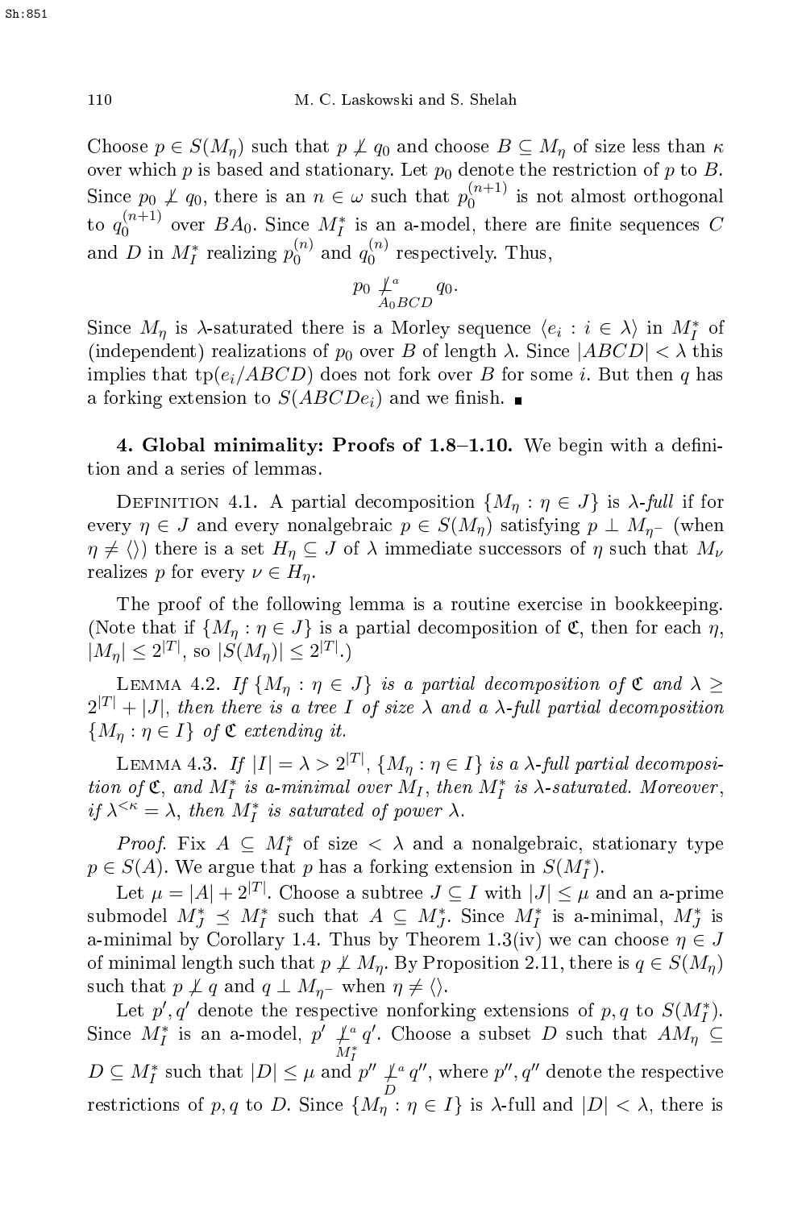Choose $p \in S(M_\eta)$ such that $p \not\perp q_0$ and choose $B \subseteq M_\eta$ of size less than $\kappa$ over which $p$ is based and stationary. Let $p_0$ denote the restriction of $p$ to $B$. Since $p_0 \not\perp q_0$, there is an $n \in \omega$ such that $p_0^{(n+1)}$ is not almost orthogonal to $q_0^{(n+1)}$ over $BA_0$. Since $M_I^*$ is an a-model, there are finite sequences $C$ and $D$ in $M_I^*$ realizing $p_0^{(n)}$ and $q_0^{(n)}$ respectively. Thus,

$$p_0 \underset{A_0BCD}{\not\perp^a} q_0.$$

Since $M_\eta$ is $\lambda$-saturated there is a Morley sequence $\langle e_i : i \in \lambda \rangle$ in $M_I^*$ of (independent) realizations of $p_0$ over $B$ of length $\lambda$. Since $|ABCD| < \lambda$ this implies that $\mathrm{tp}(e_i/ABCD)$ does not fork over $B$ for some $i$. But then $q$ has a forking extension to $S(ABCDe_i)$ and we finish. ∎

**4. Global minimality: Proofs of 1.8–1.10.** We begin with a definition and a series of lemmas.

Definition 4.1. A partial decomposition $\{M_\eta : \eta \in J\}$ is *$\lambda$-full* if for every $\eta \in J$ and every nonalgebraic $p \in S(M_\eta)$ satisfying $p \perp M_{\eta^-}$ (when $\eta \neq \langle\rangle$) there is a set $H_\eta \subseteq J$ of $\lambda$ immediate successors of $\eta$ such that $M_\nu$ realizes $p$ for every $\nu \in H_\eta$.

The proof of the following lemma is a routine exercise in bookkeeping. (Note that if $\{M_\eta : \eta \in J\}$ is a partial decomposition of $\mathfrak{C}$, then for each $\eta$, $|M_\eta| \le 2^{|T|}$, so $|S(M_\eta)| \le 2^{|T|}$.)

Lemma 4.2. *If $\{M_\eta : \eta \in J\}$ is a partial decomposition of $\mathfrak{C}$ and $\lambda \ge 2^{|T|} + |J|$, then there is a tree $I$ of size $\lambda$ and a $\lambda$-full partial decomposition $\{M_\eta : \eta \in I\}$ of $\mathfrak{C}$ extending it.*

Lemma 4.3. *If $|I| = \lambda > 2^{|T|}$, $\{M_\eta : \eta \in I\}$ is a $\lambda$-full partial decomposition of $\mathfrak{C}$, and $M_I^*$ is a-minimal over $M_I$, then $M_I^*$ is $\lambda$-saturated. Moreover, if $\lambda^{<\kappa} = \lambda$, then $M_I^*$ is saturated of power $\lambda$.*

*Proof.* Fix $A \subseteq M_I^*$ of size $< \lambda$ and a nonalgebraic, stationary type $p \in S(A)$. We argue that $p$ has a forking extension in $S(M_I^*)$.

Let $\mu = |A| + 2^{|T|}$. Choose a subtree $J \subseteq I$ with $|J| \le \mu$ and an a-prime submodel $M_J^* \preceq M_I^*$ such that $A \subseteq M_J^*$. Since $M_I^*$ is a-minimal, $M_J^*$ is a-minimal by Corollary 1.4. Thus by Theorem 1.3(iv) we can choose $\eta \in J$ of minimal length such that $p \not\perp M_\eta$. By Proposition 2.11, there is $q \in S(M_\eta)$ such that $p \not\perp q$ and $q \perp M_{\eta^-}$ when $\eta \neq \langle\rangle$.

Let $p', q'$ denote the respective nonforking extensions of $p, q$ to $S(M_I^*)$. Since $M_I^*$ is an a-model, $p' \underset{M_I^*}{\not\perp^a} q'$. Choose a subset $D$ such that $AM_\eta \subseteq D \subseteq M_I^*$ such that $|D| \le \mu$ and $p'' \underset{D}{\not\perp^a} q''$, where $p'', q''$ denote the respective restrictions of $p, q$ to $D$. Since $\{M_\eta : \eta \in I\}$ is $\lambda$-full and $|D| < \lambda$, there is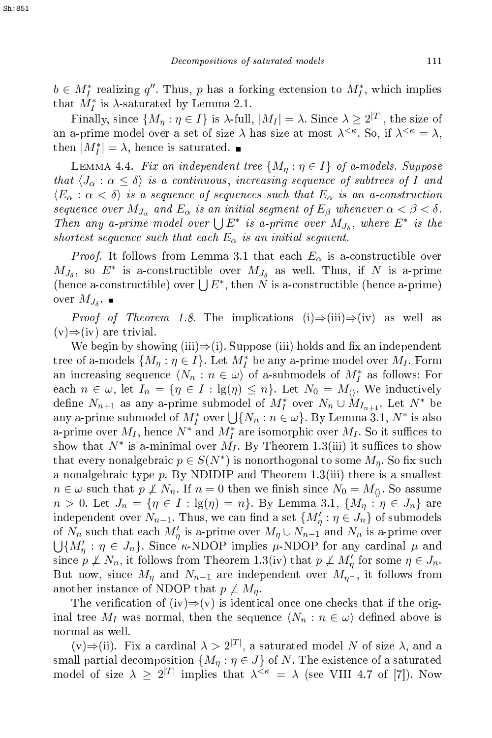$b \in M_I^*$ realizing $q''$. Thus, $p$ has a forking extension to $M_I^*$, which implies that $M_I^*$ is $\lambda$-saturated by Lemma 2.1.

Finally, since $\{M_\eta : \eta \in I\}$ is $\lambda$-full, $|M_I| = \lambda$. Since $\lambda \geq 2^{|T|}$, the size of an a-prime model over a set of size $\lambda$ has size at most $\lambda^{<\kappa}$. So, if $\lambda^{<\kappa} = \lambda$, then $|M_I^*| = \lambda$, hence is saturated. ∎

Lemma 4.4. *Fix an independent tree $\{M_\eta : \eta \in I\}$ of a-models. Suppose that $\langle J_\alpha : \alpha \leq \delta\rangle$ is a continuous, increasing sequence of subtrees of $I$ and $\langle E_\alpha : \alpha < \delta\rangle$ is a sequence of sequences such that $E_\alpha$ is an a-construction sequence over $M_{J_\alpha}$ and $E_\alpha$ is an initial segment of $E_\beta$ whenever $\alpha < \beta < \delta$. Then any a-prime model over $\bigcup E^*$ is a-prime over $M_{J_\delta}$, where $E^*$ is the shortest sequence such that each $E_\alpha$ is an initial segment.*

*Proof.* It follows from Lemma 3.1 that each $E_\alpha$ is a-constructible over $M_{J_\delta}$, so $E^*$ is a-constructible over $M_{J_\delta}$ as well. Thus, if $N$ is a-prime (hence a-constructible) over $\bigcup E^*$, then $N$ is a-constructible (hence a-prime) over $M_{J_\delta}$. ∎

*Proof of Theorem 1.8.* The implications (i)⇒(iii)⇒(iv) as well as (v)⇒(iv) are trivial.

We begin by showing (iii)⇒(i). Suppose (iii) holds and fix an independent tree of a-models $\{M_\eta : \eta \in I\}$. Let $M_I^*$ be any a-prime model over $M_I$. Form an increasing sequence $\langle N_n : n \in \omega\rangle$ of a-submodels of $M_I^*$ as follows: For each $n \in \omega$, let $I_n = \{\eta \in I : \lg(\eta) \leq n\}$. Let $N_0 = M_{\langle\rangle}$. We inductively define $N_{n+1}$ as any a-prime submodel of $M_I^*$ over $N_n \cup M_{I_{n+1}}$. Let $N^*$ be any a-prime submodel of $M_I^*$ over $\bigcup\{N_n : n \in \omega\}$. By Lemma 3.1, $N^*$ is also a-prime over $M_I$, hence $N^*$ and $M_I^*$ are isomorphic over $M_I$. So it suffices to show that $N^*$ is a-minimal over $M_I$. By Theorem 1.3(iii) it suffices to show that every nonalgebraic $p \in S(N^*)$ is nonorthogonal to some $M_\eta$. So fix such a nonalgebraic type $p$. By NDIDIP and Theorem 1.3(iii) there is a smallest $n \in \omega$ such that $p \not\perp N_n$. If $n = 0$ then we finish since $N_0 = M_{\langle\rangle}$. So assume $n > 0$. Let $J_n = \{\eta \in I : \lg(\eta) = n\}$. By Lemma 3.1, $\{M_\eta : \eta \in J_n\}$ are independent over $N_{n-1}$. Thus, we can find a set $\{M'_\eta : \eta \in J_n\}$ of submodels of $N_n$ such that each $M'_\eta$ is a-prime over $M_\eta \cup N_{n-1}$ and $N_n$ is a-prime over $\bigcup\{M'_\eta : \eta \in J_n\}$. Since $\kappa$-NDOP implies $\mu$-NDOP for any cardinal $\mu$ and since $p \not\perp N_n$, it follows from Theorem 1.3(iv) that $p \not\perp M'_\eta$ for some $\eta \in J_n$. But now, since $M_\eta$ and $N_{n-1}$ are independent over $M_{\eta^-}$, it follows from another instance of NDOP that $p \not\perp M_\eta$.

The verification of (iv)⇒(v) is identical once one checks that if the original tree $M_I$ was normal, then the sequence $\langle N_n : n \in \omega\rangle$ defined above is normal as well.

(v)⇒(ii). Fix a cardinal $\lambda > 2^{|T|}$, a saturated model $N$ of size $\lambda$, and a small partial decomposition $\{M_\eta : \eta \in J\}$ of $N$. The existence of a saturated model of size $\lambda \geq 2^{|T|}$ implies that $\lambda^{<\kappa} = \lambda$ (see VIII 4.7 of [7]). Now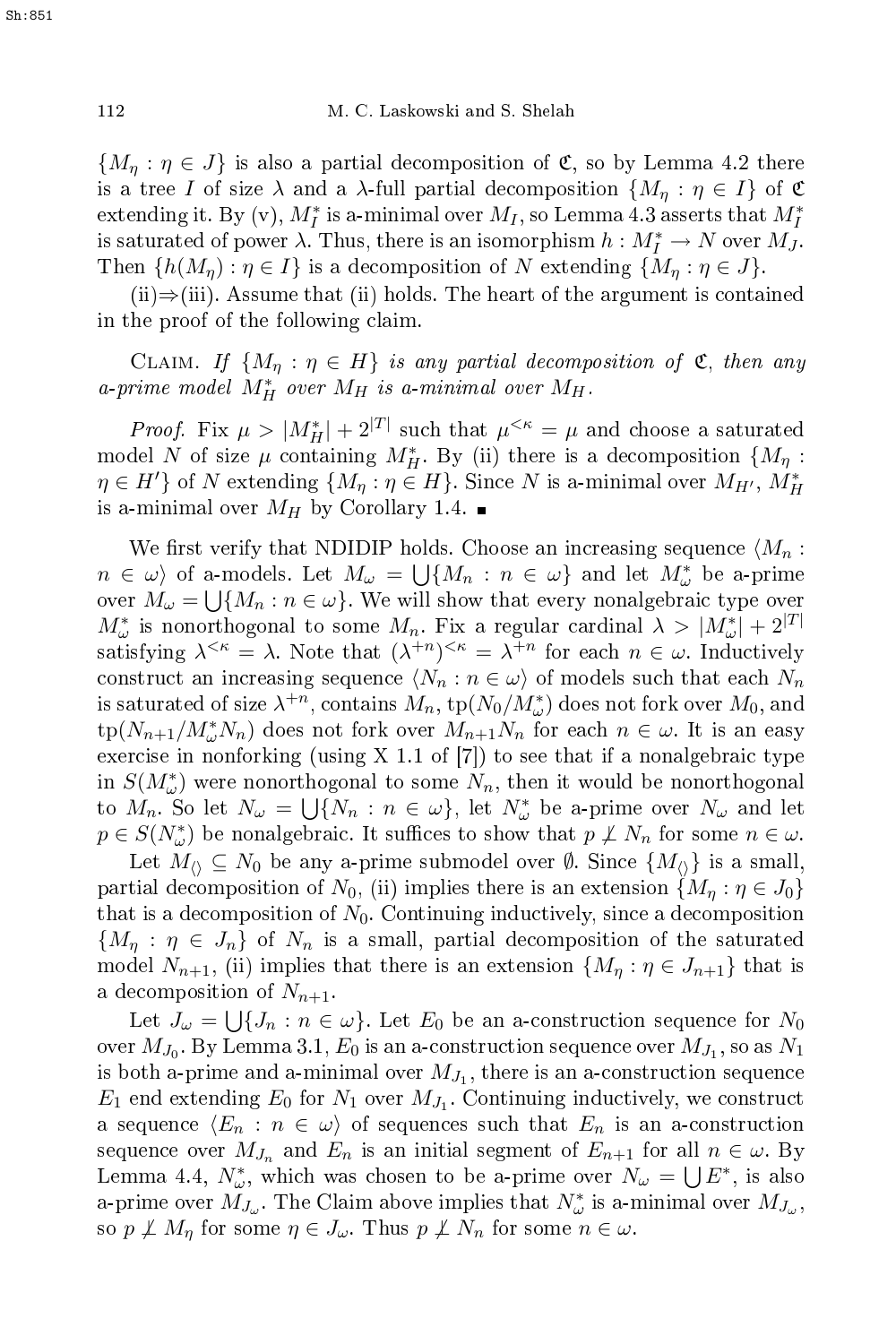$\{M_\eta : \eta \in J\}$ is also a partial decomposition of $\mathfrak{C}$, so by Lemma 4.2 there is a tree $I$ of size $\lambda$ and a $\lambda$-full partial decomposition $\{M_\eta : \eta \in I\}$ of $\mathfrak{C}$ extending it. By (v), $M_I^*$ is a-minimal over $M_I$, so Lemma 4.3 asserts that $M_I^*$ is saturated of power $\lambda$. Thus, there is an isomorphism $h : M_I^* \to N$ over $M_J$. Then $\{h(M_\eta) : \eta \in I\}$ is a decomposition of $N$ extending $\{M_\eta : \eta \in J\}$.

(ii)⇒(iii). Assume that (ii) holds. The heart of the argument is contained in the proof of the following claim.

Claim. *If $\{M_\eta : \eta \in H\}$ is any partial decomposition of $\mathfrak{C}$, then any a-prime model $M_H^*$ over $M_H$ is a-minimal over $M_H$.*

*Proof.* Fix $\mu > |M_H^*| + 2^{|T|}$ such that $\mu^{<\kappa} = \mu$ and choose a saturated model $N$ of size $\mu$ containing $M_H^*$. By (ii) there is a decomposition $\{M_\eta : \eta \in H'\}$ of $N$ extending $\{M_\eta : \eta \in H\}$. Since $N$ is a-minimal over $M_{H'}$, $M_H^*$ is a-minimal over $M_H$ by Corollary 1.4. ∎

We first verify that NDIDIP holds. Choose an increasing sequence $\langle M_n : n \in \omega\rangle$ of a-models. Let $M_\omega = \bigcup\{M_n : n \in \omega\}$ and let $M_\omega^*$ be a-prime over $M_\omega = \bigcup\{M_n : n \in \omega\}$. We will show that every nonalgebraic type over $M_\omega^*$ is nonorthogonal to some $M_n$. Fix a regular cardinal $\lambda > |M_\omega^*| + 2^{|T|}$ satisfying $\lambda^{<\kappa} = \lambda$. Note that $(\lambda^{+n})^{<\kappa} = \lambda^{+n}$ for each $n \in \omega$. Inductively construct an increasing sequence $\langle N_n : n \in \omega\rangle$ of models such that each $N_n$ is saturated of size $\lambda^{+n}$, contains $M_n$, $\mathrm{tp}(N_0/M_\omega^*)$ does not fork over $M_0$, and $\mathrm{tp}(N_{n+1}/M_\omega^* N_n)$ does not fork over $M_{n+1}N_n$ for each $n \in \omega$. It is an easy exercise in nonforking (using X 1.1 of [7]) to see that if a nonalgebraic type in $S(M_\omega^*)$ were nonorthogonal to some $N_n$, then it would be nonorthogonal to $M_n$. So let $N_\omega = \bigcup\{N_n : n \in \omega\}$, let $N_\omega^*$ be a-prime over $N_\omega$ and let $p \in S(N_\omega^*)$ be nonalgebraic. It suffices to show that $p \not\perp N_n$ for some $n \in \omega$.

Let $M_{\langle\rangle} \subseteq N_0$ be any a-prime submodel over $\emptyset$. Since $\{M_{\langle\rangle}\}$ is a small, partial decomposition of $N_0$, (ii) implies there is an extension $\{M_\eta : \eta \in J_0\}$ that is a decomposition of $N_0$. Continuing inductively, since a decomposition $\{M_\eta : \eta \in J_n\}$ of $N_n$ is a small, partial decomposition of the saturated model $N_{n+1}$, (ii) implies that there is an extension $\{M_\eta : \eta \in J_{n+1}\}$ that is a decomposition of $N_{n+1}$.

Let $J_\omega = \bigcup\{J_n : n \in \omega\}$. Let $E_0$ be an a-construction sequence for $N_0$ over $M_{J_0}$. By Lemma 3.1, $E_0$ is an a-construction sequence over $M_{J_1}$, so as $N_1$ is both a-prime and a-minimal over $M_{J_1}$, there is an a-construction sequence $E_1$ end extending $E_0$ for $N_1$ over $M_{J_1}$. Continuing inductively, we construct a sequence $\langle E_n : n \in \omega\rangle$ of sequences such that $E_n$ is an a-construction sequence over $M_{J_n}$ and $E_n$ is an initial segment of $E_{n+1}$ for all $n \in \omega$. By Lemma 4.4, $N_\omega^*$, which was chosen to be a-prime over $N_\omega = \bigcup E^*$, is also a-prime over $M_{J_\omega}$. The Claim above implies that $N_\omega^*$ is a-minimal over $M_{J_\omega}$, so $p \not\perp M_\eta$ for some $\eta \in J_\omega$. Thus $p \not\perp N_n$ for some $n \in \omega$.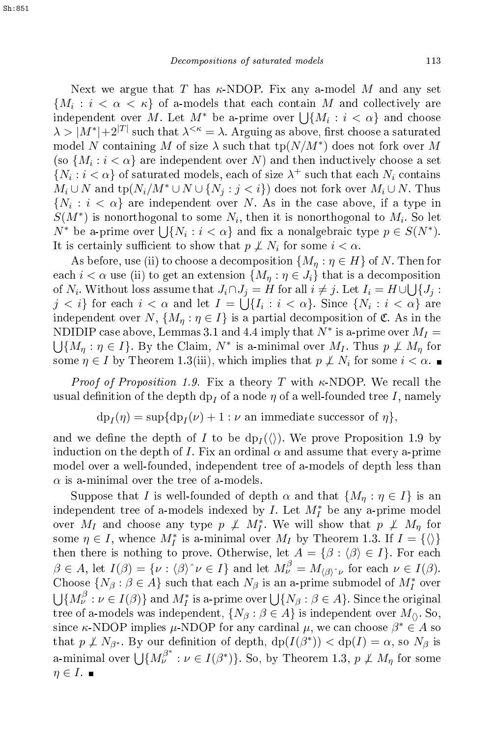Next we argue that $T$ has $\kappa$-NDOP. Fix any a-model $M$ and any set $\{M_i : i < \alpha < \kappa\}$ of a-models that each contain $M$ and collectively are independent over $M$. Let $M^*$ be a-prime over $\bigcup\{M_i : i < \alpha\}$ and choose $\lambda > |M^*| + 2^{|T|}$ such that $\lambda^{<\kappa} = \lambda$. Arguing as above, first choose a saturated model $N$ containing $M$ of size $\lambda$ such that $\mathrm{tp}(N/M^*)$ does not fork over $M$ (so $\{M_i : i < \alpha\}$ are independent over $N$) and then inductively choose a set $\{N_i : i < \alpha\}$ of saturated models, each of size $\lambda^+$ such that each $N_i$ contains $M_i \cup N$ and $\mathrm{tp}(N_i/M^* \cup N \cup \{N_j : j < i\})$ does not fork over $M_i \cup N$. Thus $\{N_i : i < \alpha\}$ are independent over $N$. As in the case above, if a type in $S(M^*)$ is nonorthogonal to some $N_i$, then it is nonorthogonal to $M_i$. So let $N^*$ be a-prime over $\bigcup\{N_i : i < \alpha\}$ and fix a nonalgebraic type $p \in S(N^*)$. It is certainly sufficient to show that $p \not\perp N_i$ for some $i < \alpha$.

As before, use (ii) to choose a decomposition $\{M_\eta : \eta \in H\}$ of $N$. Then for each $i < \alpha$ use (ii) to get an extension $\{M_\eta : \eta \in J_i\}$ that is a decomposition of $N_i$. Without loss assume that $J_i \cap J_j = H$ for all $i \neq j$. Let $I_i = H \cup \bigcup\{J_j : j < i\}$ for each $i < \alpha$ and let $I = \bigcup\{I_i : i < \alpha\}$. Since $\{N_i : i < \alpha\}$ are independent over $N$, $\{M_\eta : \eta \in I\}$ is a partial decomposition of $\mathfrak{C}$. As in the NDIDIP case above, Lemmas 3.1 and 4.4 imply that $N^*$ is a-prime over $M_I = \bigcup\{M_\eta : \eta \in I\}$. By the Claim, $N^*$ is a-minimal over $M_I$. Thus $p \not\perp M_\eta$ for some $\eta \in I$ by Theorem 1.3(iii), which implies that $p \not\perp N_i$ for some $i < \alpha$. ■

*Proof of Proposition 1.9.* Fix a theory $T$ with $\kappa$-NDOP. We recall the usual definition of the depth $\mathrm{dp}_I$ of a node $\eta$ of a well-founded tree $I$, namely

$$\mathrm{dp}_I(\eta) = \sup\{\mathrm{dp}_I(\nu) + 1 : \nu \text{ an immediate successor of } \eta\},$$

and we define the depth of $I$ to be $\mathrm{dp}_I(\langle\rangle)$. We prove Proposition 1.9 by induction on the depth of $I$. Fix an ordinal $\alpha$ and assume that every a-prime model over a well-founded, independent tree of a-models of depth less than $\alpha$ is a-minimal over the tree of a-models.

Suppose that $I$ is well-founded of depth $\alpha$ and that $\{M_\eta : \eta \in I\}$ is an independent tree of a-models indexed by $I$. Let $M_I^*$ be any a-prime model over $M_I$ and choose any type $p \not\perp M_I^*$. We will show that $p \not\perp M_\eta$ for some $\eta \in I$, whence $M_I^*$ is a-minimal over $M_I$ by Theorem 1.3. If $I = \{\langle\rangle\}$ then there is nothing to prove. Otherwise, let $A = \{\beta : \langle\beta\rangle \in I\}$. For each $\beta \in A$, let $I(\beta) = \{\nu : \langle\beta\rangle{}^\frown\nu \in I\}$ and let $M_\nu^\beta = M_{\langle\beta\rangle{}^\frown\nu}$ for each $\nu \in I(\beta)$. Choose $\{N_\beta : \beta \in A\}$ such that each $N_\beta$ is an a-prime submodel of $M_I^*$ over $\bigcup\{M_\nu^\beta : \nu \in I(\beta)\}$ and $M_I^*$ is a-prime over $\bigcup\{N_\beta : \beta \in A\}$. Since the original tree of a-models was independent, $\{N_\beta : \beta \in A\}$ is independent over $M_{\langle\rangle}$. So, since $\kappa$-NDOP implies $\mu$-NDOP for any cardinal $\mu$, we can choose $\beta^* \in A$ so that $p \not\perp N_{\beta^*}$. By our definition of depth, $\mathrm{dp}(I(\beta^*)) < \mathrm{dp}(I) = \alpha$, so $N_\beta$ is a-minimal over $\bigcup\{M_\nu^{\beta^*} : \nu \in I(\beta^*)\}$. So, by Theorem 1.3, $p \not\perp M_\eta$ for some $\eta \in I$. ■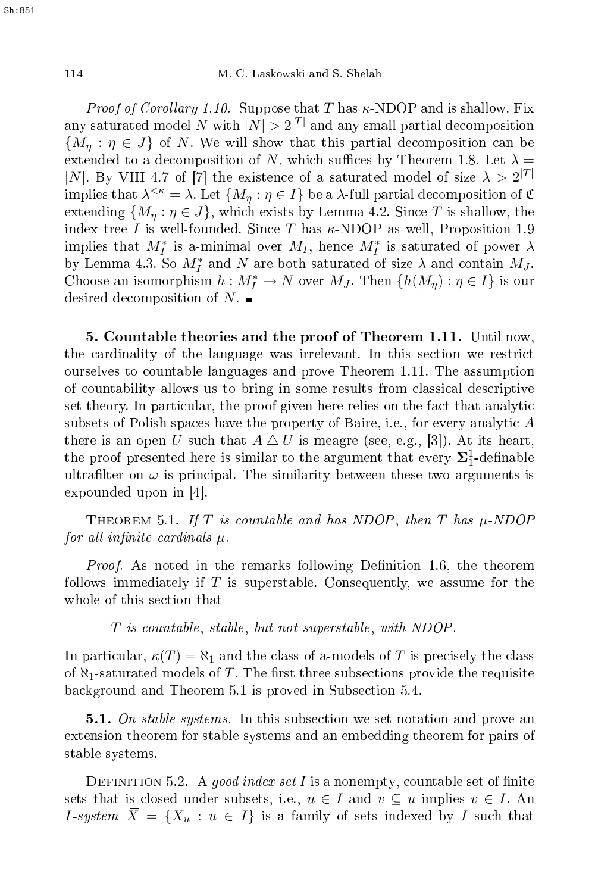*Proof of Corollary 1.10.* Suppose that $T$ has $\kappa$-NDOP and is shallow. Fix any saturated model $N$ with $|N| > 2^{|T|}$ and any small partial decomposition $\{M_\eta : \eta \in J\}$ of $N$. We will show that this partial decomposition can be extended to a decomposition of $N$, which suffices by Theorem 1.8. Let $\lambda = |N|$. By VIII 4.7 of [7] the existence of a saturated model of size $\lambda > 2^{|T|}$ implies that $\lambda^{<\kappa} = \lambda$. Let $\{M_\eta : \eta \in I\}$ be a $\lambda$-full partial decomposition of $\mathfrak{C}$ extending $\{M_\eta : \eta \in J\}$, which exists by Lemma 4.2. Since $T$ is shallow, the index tree $I$ is well-founded. Since $T$ has $\kappa$-NDOP as well, Proposition 1.9 implies that $M_I^*$ is a-minimal over $M_I$, hence $M_I^*$ is saturated of power $\lambda$ by Lemma 4.3. So $M_I^*$ and $N$ are both saturated of size $\lambda$ and contain $M_J$. Choose an isomorphism $h : M_I^* \to N$ over $M_J$. Then $\{h(M_\eta) : \eta \in I\}$ is our desired decomposition of $N$. ∎

**5. Countable theories and the proof of Theorem 1.11.** Until now, the cardinality of the language was irrelevant. In this section we restrict ourselves to countable languages and prove Theorem 1.11. The assumption of countability allows us to bring in some results from classical descriptive set theory. In particular, the proof given here relies on the fact that analytic subsets of Polish spaces have the property of Baire, i.e., for every analytic $A$ there is an open $U$ such that $A \triangle U$ is meagre (see, e.g., [3]). At its heart, the proof presented here is similar to the argument that every $\mathbf{\Sigma}_1^1$-definable ultrafilter on $\omega$ is principal. The similarity between these two arguments is expounded upon in [4].

THEOREM 5.1. *If $T$ is countable and has NDOP, then $T$ has $\mu$-NDOP for all infinite cardinals $\mu$.*

*Proof.* As noted in the remarks following Definition 1.6, the theorem follows immediately if $T$ is superstable. Consequently, we assume for the whole of this section that

*$T$ is countable, stable, but not superstable, with NDOP.*

In particular, $\kappa(T) = \aleph_1$ and the class of a-models of $T$ is precisely the class of $\aleph_1$-saturated models of $T$. The first three subsections provide the requisite background and Theorem 5.1 is proved in Subsection 5.4.

**5.1.** *On stable systems.* In this subsection we set notation and prove an extension theorem for stable systems and an embedding theorem for pairs of stable systems.

DEFINITION 5.2. A *good index set* $I$ is a nonempty, countable set of finite sets that is closed under subsets, i.e., $u \in I$ and $v \subseteq u$ implies $v \in I$. An *$I$-system* $\overline{X} = \{X_u : u \in I\}$ is a family of sets indexed by $I$ such that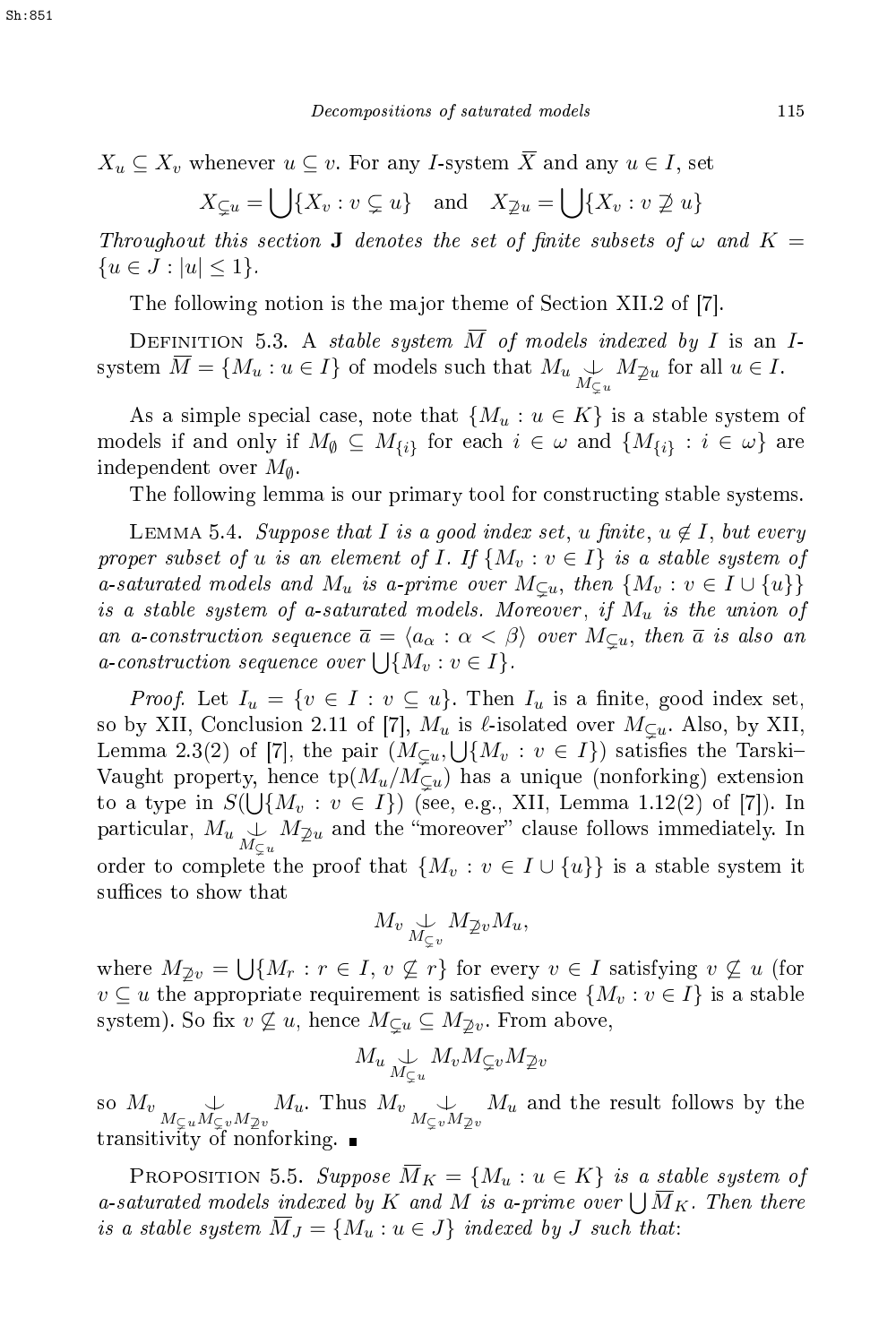$X_u \subseteq X_v$ whenever $u \subseteq v$. For any $I$-system $\overline{X}$ and any $u \in I$, set

$$X_{\subsetneq u} = \bigcup\{X_v : v \subsetneq u\} \quad \text{and} \quad X_{\not\supseteq u} = \bigcup\{X_v : v \not\supseteq u\}$$

*Throughout this section* $\mathbf{J}$ *denotes the set of finite subsets of* $\omega$ *and* $K = \{u \in J : |u| \leq 1\}$.

The following notion is the major theme of Section XII.2 of [7].

Definition 5.3. A *stable system* $\overline{M}$ *of models indexed by* $I$ is an $I$-system $\overline{M} = \{M_u : u \in I\}$ of models such that $M_u \underset{M_{\subsetneq u}}{\perp} M_{\not\supseteq u}$ for all $u \in I$.

As a simple special case, note that $\{M_u : u \in K\}$ is a stable system of models if and only if $M_\emptyset \subseteq M_{\{i\}}$ for each $i \in \omega$ and $\{M_{\{i\}} : i \in \omega\}$ are independent over $M_\emptyset$.

The following lemma is our primary tool for constructing stable systems.

Lemma 5.4. *Suppose that* $I$ *is a good index set,* $u$ *finite,* $u \notin I$*, but every proper subset of* $u$ *is an element of* $I$*. If* $\{M_v : v \in I\}$ *is a stable system of a-saturated models and* $M_u$ *is a-prime over* $M_{\subsetneq u}$*, then* $\{M_v : v \in I \cup \{u\}\}$ *is a stable system of a-saturated models. Moreover, if* $M_u$ *is the union of an a-construction sequence* $\overline{a} = \langle a_\alpha : \alpha < \beta\rangle$ *over* $M_{\subsetneq u}$*, then* $\overline{a}$ *is also an a-construction sequence over* $\bigcup\{M_v : v \in I\}$.

*Proof.* Let $I_u = \{v \in I : v \subseteq u\}$. Then $I_u$ is a finite, good index set, so by XII, Conclusion 2.11 of [7], $M_u$ is $\ell$-isolated over $M_{\subsetneq u}$. Also, by XII, Lemma 2.3(2) of [7], the pair $(M_{\subsetneq u}, \bigcup\{M_v : v \in I\})$ satisfies the Tarski–Vaught property, hence $\operatorname{tp}(M_u/M_{\subsetneq u})$ has a unique (nonforking) extension to a type in $S(\bigcup\{M_v : v \in I\})$ (see, e.g., XII, Lemma 1.12(2) of [7]). In particular, $M_u \underset{M_{\subsetneq u}}{\perp} M_{\not\supseteq u}$ and the "moreover" clause follows immediately. In order to complete the proof that $\{M_v : v \in I \cup \{u\}\}$ is a stable system it suffices to show that

$$M_v \underset{M_{\subsetneq v}}{\perp} M_{\not\supseteq v} M_u,$$

where $M_{\not\supseteq v} = \bigcup\{M_r : r \in I,\, v \not\subseteq r\}$ for every $v \in I$ satisfying $v \not\subseteq u$ (for $v \subseteq u$ the appropriate requirement is satisfied since $\{M_v : v \in I\}$ is a stable system). So fix $v \not\subseteq u$, hence $M_{\subsetneq u} \subseteq M_{\not\supseteq v}$. From above,

$$M_u \underset{M_{\subsetneq u}}{\perp} M_v M_{\subsetneq v} M_{\not\supseteq v}$$

so $M_v \underset{M_{\subsetneq u} M_{\subsetneq v} M_{\not\supseteq v}}{\perp} M_u$. Thus $M_v \underset{M_{\subsetneq v} M_{\not\supseteq v}}{\perp} M_u$ and the result follows by the transitivity of nonforking. ■

Proposition 5.5. *Suppose* $\overline{M}_K = \{M_u : u \in K\}$ *is a stable system of a-saturated models indexed by* $K$ *and* $M$ *is a-prime over* $\bigcup \overline{M}_K$*. Then there is a stable system* $\overline{M}_J = \{M_u : u \in J\}$ *indexed by* $J$ *such that*: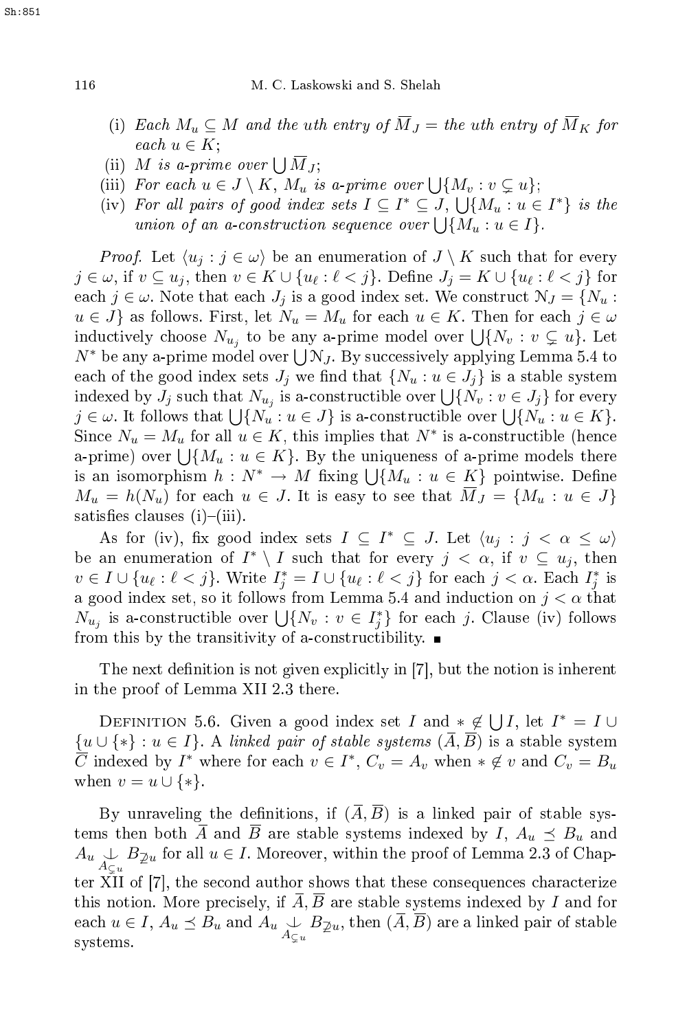(i) *Each $M_u \subseteq M$ and the uth entry of $\overline{M}_J$ = the uth entry of $\overline{M}_K$ for each $u \in K$;*

(ii) *$M$ is a-prime over $\bigcup \overline{M}_J$;*

(iii) *For each $u \in J \setminus K$, $M_u$ is a-prime over $\bigcup\{M_v : v \subsetneq u\}$;*

(iv) *For all pairs of good index sets $I \subseteq I^* \subseteq J$, $\bigcup\{M_u : u \in I^*\}$ is the union of an a-construction sequence over $\bigcup\{M_u : u \in I\}$.*

*Proof.* Let $\langle u_j : j \in \omega\rangle$ be an enumeration of $J \setminus K$ such that for every $j \in \omega$, if $v \subseteq u_j$, then $v \in K \cup \{u_\ell : \ell < j\}$. Define $J_j = K \cup \{u_\ell : \ell < j\}$ for each $j \in \omega$. Note that each $J_j$ is a good index set. We construct $\mathcal{N}_J = \{N_u : u \in J\}$ as follows. First, let $N_u = M_u$ for each $u \in K$. Then for each $j \in \omega$ inductively choose $N_{u_j}$ to be any a-prime model over $\bigcup\{N_v : v \subsetneq u\}$. Let $N^*$ be any a-prime model over $\bigcup \mathcal{N}_J$. By successively applying Lemma 5.4 to each of the good index sets $J_j$ we find that $\{N_u : u \in J_j\}$ is a stable system indexed by $J_j$ such that $N_{u_j}$ is a-constructible over $\bigcup\{N_v : v \in J_j\}$ for every $j \in \omega$. It follows that $\bigcup\{N_u : u \in J\}$ is a-constructible over $\bigcup\{N_u : u \in K\}$. Since $N_u = M_u$ for all $u \in K$, this implies that $N^*$ is a-constructible (hence a-prime) over $\bigcup\{M_u : u \in K\}$. By the uniqueness of a-prime models there is an isomorphism $h : N^* \to M$ fixing $\bigcup\{M_u : u \in K\}$ pointwise. Define $M_u = h(N_u)$ for each $u \in J$. It is easy to see that $\overline{M}_J = \{M_u : u \in J\}$ satisfies clauses (i)–(iii).

As for (iv), fix good index sets $I \subseteq I^* \subseteq J$. Let $\langle u_j : j < \alpha \leq \omega\rangle$ be an enumeration of $I^* \setminus I$ such that for every $j < \alpha$, if $v \subseteq u_j$, then $v \in I \cup \{u_\ell : \ell < j\}$. Write $I^*_j = I \cup \{u_\ell : \ell < j\}$ for each $j < \alpha$. Each $I^*_j$ is a good index set, so it follows from Lemma 5.4 and induction on $j < \alpha$ that $N_{u_j}$ is a-constructible over $\bigcup\{N_v : v \in I^*_j\}$ for each $j$. Clause (iv) follows from this by the transitivity of a-constructibility. ∎

The next definition is not given explicitly in [7], but the notion is inherent in the proof of Lemma XII 2.3 there.

Definition 5.6. Given a good index set $I$ and $* \notin \bigcup I$, let $I^* = I \cup \{u \cup \{*\} : u \in I\}$. A *linked pair of stable systems* $(\overline{A}, \overline{B})$ is a stable system $\overline{C}$ indexed by $I^*$ where for each $v \in I^*$, $C_v = A_v$ when $* \notin v$ and $C_v = B_u$ when $v = u \cup \{*\}$.

By unraveling the definitions, if $(\overline{A}, \overline{B})$ is a linked pair of stable systems then both $\overline{A}$ and $\overline{B}$ are stable systems indexed by $I$, $A_u \preceq B_u$ and $A_u \underset{A_{\subsetneq u}}{\perp} B_{\not\supseteq u}$ for all $u \in I$. Moreover, within the proof of Lemma 2.3 of Chapter XII of [7], the second author shows that these consequences characterize this notion. More precisely, if $\overline{A}, \overline{B}$ are stable systems indexed by $I$ and for each $u \in I$, $A_u \preceq B_u$ and $A_u \underset{A_{\subsetneq u}}{\perp} B_{\not\supseteq u}$, then $(\overline{A}, \overline{B})$ are a linked pair of stable systems.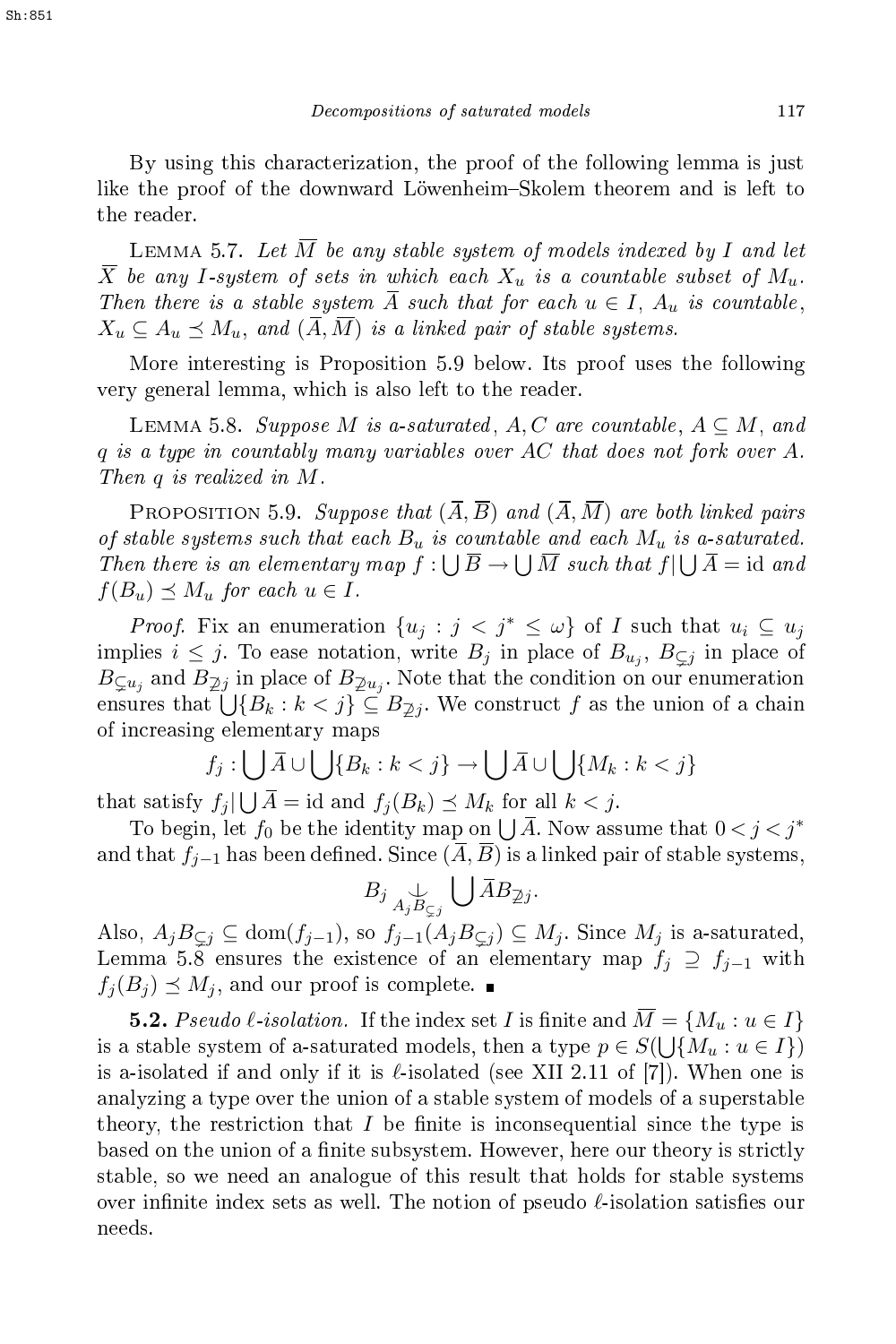By using this characterization, the proof of the following lemma is just like the proof of the downward Löwenheim–Skolem theorem and is left to the reader.

Lemma 5.7. *Let $\overline{M}$ be any stable system of models indexed by $I$ and let $\overline{X}$ be any $I$-system of sets in which each $X_u$ is a countable subset of $M_u$. Then there is a stable system $\overline{A}$ such that for each $u \in I$, $A_u$ is countable, $X_u \subseteq A_u \preceq M_u$, and $(\overline{A}, \overline{M})$ is a linked pair of stable systems.*

More interesting is Proposition 5.9 below. Its proof uses the following very general lemma, which is also left to the reader.

Lemma 5.8. *Suppose $M$ is a-saturated, $A, C$ are countable, $A \subseteq M$, and $q$ is a type in countably many variables over $AC$ that does not fork over $A$. Then $q$ is realized in $M$.*

Proposition 5.9. *Suppose that $(\overline{A}, \overline{B})$ and $(\overline{A}, \overline{M})$ are both linked pairs of stable systems such that each $B_u$ is countable and each $M_u$ is a-saturated. Then there is an elementary map $f : \bigcup \overline{B} \to \bigcup \overline{M}$ such that $f | \bigcup \overline{A} = \mathrm{id}$ and $f(B_u) \preceq M_u$ for each $u \in I$.*

*Proof.* Fix an enumeration $\{u_j : j < j^* \le \omega\}$ of $I$ such that $u_i \subseteq u_j$ implies $i \le j$. To ease notation, write $B_j$ in place of $B_{u_j}$, $B_{\subsetneq j}$ in place of $B_{\subsetneq u_j}$ and $B_{\not\supseteq j}$ in place of $B_{\not\supseteq u_j}$. Note that the condition on our enumeration ensures that $\bigcup\{B_k : k < j\} \subseteq B_{\not\supseteq j}$. We construct $f$ as the union of a chain of increasing elementary maps

$$f_j : \bigcup \overline{A} \cup \bigcup\{B_k : k < j\} \to \bigcup \overline{A} \cup \bigcup\{M_k : k < j\}$$

that satisfy $f_j | \bigcup \overline{A} = \mathrm{id}$ and $f_j(B_k) \preceq M_k$ for all $k < j$.

To begin, let $f_0$ be the identity map on $\bigcup \overline{A}$. Now assume that $0 < j < j^*$ and that $f_{j-1}$ has been defined. Since $(\overline{A}, \overline{B})$ is a linked pair of stable systems,

$$B_j \underset{A_j B_{\subsetneq j}}{\perp} \bigcup \overline{A} B_{\not\supseteq j}.$$

Also, $A_j B_{\subsetneq j} \subseteq \mathrm{dom}(f_{j-1})$, so $f_{j-1}(A_j B_{\subsetneq j}) \subseteq M_j$. Since $M_j$ is a-saturated, Lemma 5.8 ensures the existence of an elementary map $f_j \supseteq f_{j-1}$ with $f_j(B_j) \preceq M_j$, and our proof is complete. ∎

**5.2.** *Pseudo $\ell$-isolation.* If the index set $I$ is finite and $\overline{M} = \{M_u : u \in I\}$ is a stable system of a-saturated models, then a type $p \in S(\bigcup\{M_u : u \in I\})$ is a-isolated if and only if it is $\ell$-isolated (see XII 2.11 of [7]). When one is analyzing a type over the union of a stable system of models of a superstable theory, the restriction that $I$ be finite is inconsequential since the type is based on the union of a finite subsystem. However, here our theory is strictly stable, so we need an analogue of this result that holds for stable systems over infinite index sets as well. The notion of pseudo $\ell$-isolation satisfies our needs.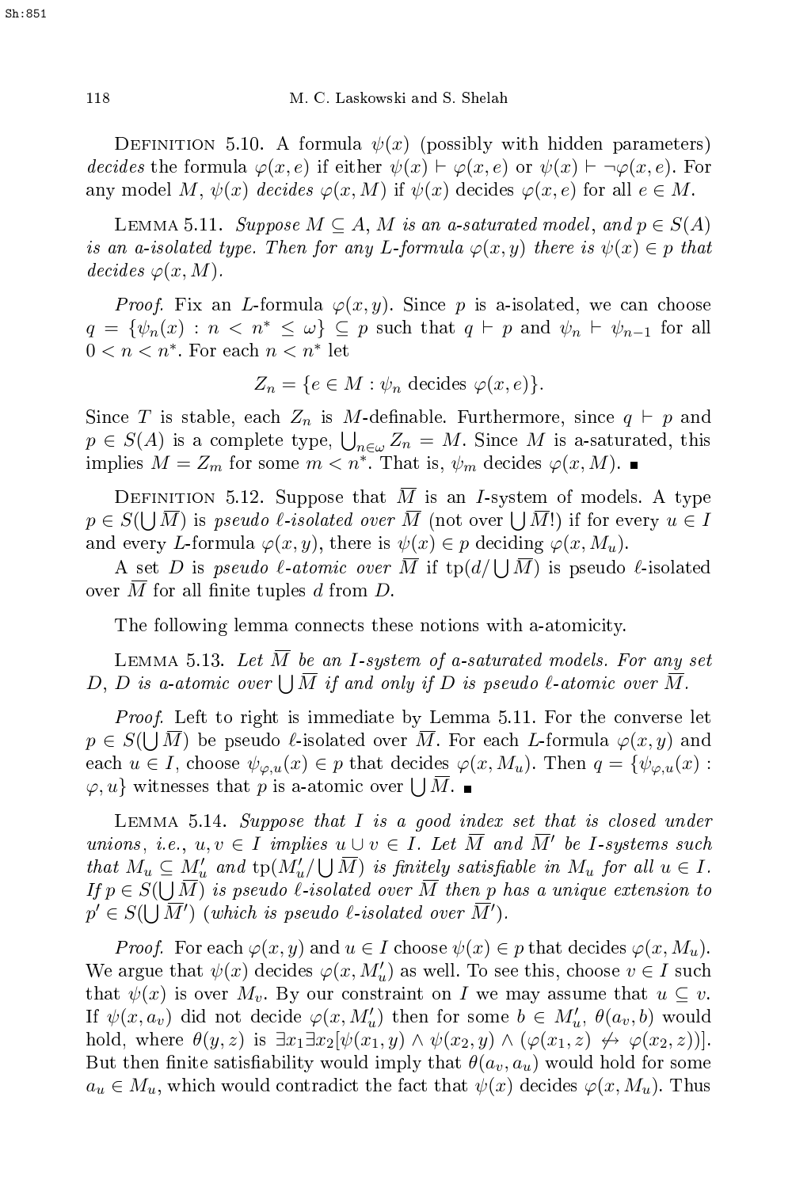Definition 5.10. A formula $\psi(x)$ (possibly with hidden parameters) *decides* the formula $\varphi(x, e)$ if either $\psi(x) \vdash \varphi(x, e)$ or $\psi(x) \vdash \neg\varphi(x, e)$. For any model $M$, $\psi(x)$ *decides* $\varphi(x, M)$ if $\psi(x)$ decides $\varphi(x, e)$ for all $e \in M$.

Lemma 5.11. *Suppose $M \subseteq A$, $M$ is an a-saturated model, and $p \in S(A)$ is an a-isolated type. Then for any $L$-formula $\varphi(x, y)$ there is $\psi(x) \in p$ that decides $\varphi(x, M)$.*

*Proof.* Fix an $L$-formula $\varphi(x, y)$. Since $p$ is a-isolated, we can choose $q = \{\psi_n(x) : n < n^* \leq \omega\} \subseteq p$ such that $q \vdash p$ and $\psi_n \vdash \psi_{n-1}$ for all $0 < n < n^*$. For each $n < n^*$ let

$$Z_n = \{e \in M : \psi_n \text{ decides } \varphi(x, e)\}.$$

Since $T$ is stable, each $Z_n$ is $M$-definable. Furthermore, since $q \vdash p$ and $p \in S(A)$ is a complete type, $\bigcup_{n \in \omega} Z_n = M$. Since $M$ is a-saturated, this implies $M = Z_m$ for some $m < n^*$. That is, $\psi_m$ decides $\varphi(x, M)$. ∎

Definition 5.12. Suppose that $\overline{M}$ is an $I$-system of models. A type $p \in S(\bigcup \overline{M})$ is *pseudo $\ell$-isolated over $\overline{M}$* (not over $\bigcup \overline{M}$!) if for every $u \in I$ and every $L$-formula $\varphi(x, y)$, there is $\psi(x) \in p$ deciding $\varphi(x, M_u)$.

A set $D$ is *pseudo $\ell$-atomic over $\overline{M}$* if $\text{tp}(d/\bigcup \overline{M})$ is pseudo $\ell$-isolated over $\overline{M}$ for all finite tuples $d$ from $D$.

The following lemma connects these notions with a-atomicity.

Lemma 5.13. *Let $\overline{M}$ be an $I$-system of a-saturated models. For any set $D$, $D$ is a-atomic over $\bigcup \overline{M}$ if and only if $D$ is pseudo $\ell$-atomic over $\overline{M}$.*

*Proof.* Left to right is immediate by Lemma 5.11. For the converse let $p \in S(\bigcup \overline{M})$ be pseudo $\ell$-isolated over $\overline{M}$. For each $L$-formula $\varphi(x, y)$ and each $u \in I$, choose $\psi_{\varphi,u}(x) \in p$ that decides $\varphi(x, M_u)$. Then $q = \{\psi_{\varphi,u}(x) : \varphi, u\}$ witnesses that $p$ is a-atomic over $\bigcup \overline{M}$. ∎

Lemma 5.14. *Suppose that $I$ is a good index set that is closed under unions, i.e., $u, v \in I$ implies $u \cup v \in I$. Let $\overline{M}$ and $\overline{M}'$ be $I$-systems such that $M_u \subseteq M'_u$ and $\text{tp}(M'_u/\bigcup \overline{M})$ is finitely satisfiable in $M_u$ for all $u \in I$. If $p \in S(\bigcup \overline{M})$ is pseudo $\ell$-isolated over $\overline{M}$ then $p$ has a unique extension to $p' \in S(\bigcup \overline{M}')$ (which is pseudo $\ell$-isolated over $\overline{M}'$).*

*Proof.* For each $\varphi(x, y)$ and $u \in I$ choose $\psi(x) \in p$ that decides $\varphi(x, M_u)$. We argue that $\psi(x)$ decides $\varphi(x, M'_u)$ as well. To see this, choose $v \in I$ such that $\psi(x)$ is over $M_v$. By our constraint on $I$ we may assume that $u \subseteq v$. If $\psi(x, a_v)$ did not decide $\varphi(x, M'_u)$ then for some $b \in M'_u$, $\theta(a_v, b)$ would hold, where $\theta(y, z)$ is $\exists x_1 \exists x_2[\psi(x_1, y) \wedge \psi(x_2, y) \wedge (\varphi(x_1, z) \not\leftrightarrow \varphi(x_2, z))]$. But then finite satisfiability would imply that $\theta(a_v, a_u)$ would hold for some $a_u \in M_u$, which would contradict the fact that $\psi(x)$ decides $\varphi(x, M_u)$. Thus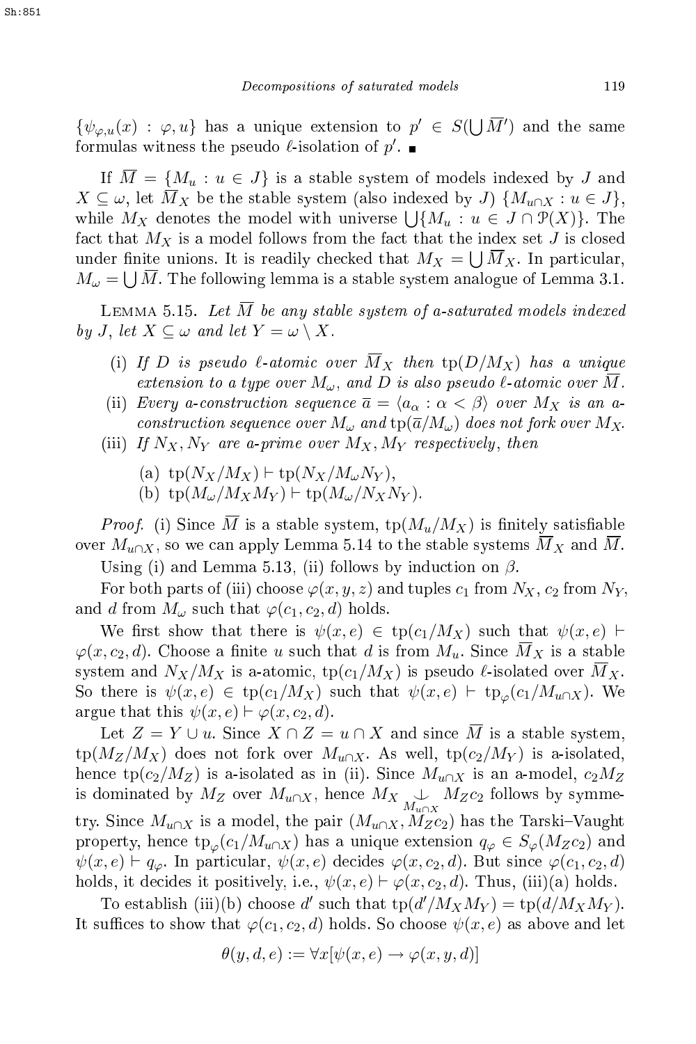$\{\psi_{\varphi,u}(x) : \varphi, u\}$ has a unique extension to $p' \in S(\bigcup \overline{M}')$ and the same formulas witness the pseudo $\ell$-isolation of $p'$. ∎

If $\overline{M} = \{M_u : u \in J\}$ is a stable system of models indexed by $J$ and $X \subseteq \omega$, let $\overline{M}_X$ be the stable system (also indexed by $J$) $\{M_{u \cap X} : u \in J\}$, while $M_X$ denotes the model with universe $\bigcup\{M_u : u \in J \cap \mathcal{P}(X)\}$. The fact that $M_X$ is a model follows from the fact that the index set $J$ is closed under finite unions. It is readily checked that $M_X = \bigcup \overline{M}_X$. In particular, $M_\omega = \bigcup \overline{M}$. The following lemma is a stable system analogue of Lemma 3.1.

Lemma 5.15. *Let $\overline{M}$ be any stable system of a-saturated models indexed by $J$, let $X \subseteq \omega$ and let $Y = \omega \setminus X$.*

- (i) *If $D$ is pseudo $\ell$-atomic over $\overline{M}_X$ then $\mathrm{tp}(D/M_X)$ has a unique extension to a type over $M_\omega$, and $D$ is also pseudo $\ell$-atomic over $\overline{M}$.*
- (ii) *Every a-construction sequence $\overline{a} = \langle a_\alpha : \alpha < \beta \rangle$ over $M_X$ is an a-construction sequence over $M_\omega$ and $\mathrm{tp}(\overline{a}/M_\omega)$ does not fork over $M_X$.*
- (iii) *If $N_X, N_Y$ are a-prime over $M_X, M_Y$ respectively, then*
  - (a) $\mathrm{tp}(N_X/M_X) \vdash \mathrm{tp}(N_X/M_\omega N_Y)$,
  - (b) $\mathrm{tp}(M_\omega/M_X M_Y) \vdash \mathrm{tp}(M_\omega/N_X N_Y)$.

*Proof.* (i) Since $\overline{M}$ is a stable system, $\mathrm{tp}(M_u/M_X)$ is finitely satisfiable over $M_{u \cap X}$, so we can apply Lemma 5.14 to the stable systems $\overline{M}_X$ and $\overline{M}$.

Using (i) and Lemma 5.13, (ii) follows by induction on $\beta$.

For both parts of (iii) choose $\varphi(x, y, z)$ and tuples $c_1$ from $N_X$, $c_2$ from $N_Y$, and $d$ from $M_\omega$ such that $\varphi(c_1, c_2, d)$ holds.

We first show that there is $\psi(x, e) \in \mathrm{tp}(c_1/M_X)$ such that $\psi(x, e) \vdash \varphi(x, c_2, d)$. Choose a finite $u$ such that $d$ is from $M_u$. Since $\overline{M}_X$ is a stable system and $N_X/M_X$ is a-atomic, $\mathrm{tp}(c_1/M_X)$ is pseudo $\ell$-isolated over $\overline{M}_X$. So there is $\psi(x, e) \in \mathrm{tp}(c_1/M_X)$ such that $\psi(x, e) \vdash \mathrm{tp}_\varphi(c_1/M_{u \cap X})$. We argue that this $\psi(x, e) \vdash \varphi(x, c_2, d)$.

Let $Z = Y \cup u$. Since $X \cap Z = u \cap X$ and since $\overline{M}$ is a stable system, $\mathrm{tp}(M_Z/M_X)$ does not fork over $M_{u \cap X}$. As well, $\mathrm{tp}(c_2/M_Y)$ is a-isolated, hence $\mathrm{tp}(c_2/M_Z)$ is a-isolated as in (ii). Since $M_{u \cap X}$ is an a-model, $c_2 M_Z$ is dominated by $M_Z$ over $M_{u \cap X}$, hence $M_X \underset{M_{u \cap X}}{\perp} M_Z c_2$ follows by symmetry. Since $M_{u \cap X}$ is a model, the pair $(M_{u \cap X}, M_Z c_2)$ has the Tarski–Vaught property, hence $\mathrm{tp}_\varphi(c_1/M_{u \cap X})$ has a unique extension $q_\varphi \in S_\varphi(M_Z c_2)$ and $\psi(x, e) \vdash q_\varphi$. In particular, $\psi(x, e)$ decides $\varphi(x, c_2, d)$. But since $\varphi(c_1, c_2, d)$ holds, it decides it positively, i.e., $\psi(x, e) \vdash \varphi(x, c_2, d)$. Thus, (iii)(a) holds.

To establish (iii)(b) choose $d'$ such that $\mathrm{tp}(d'/M_X M_Y) = \mathrm{tp}(d/M_X M_Y)$. It suffices to show that $\varphi(c_1, c_2, d)$ holds. So choose $\psi(x, e)$ as above and let

$$\theta(y, d, e) := \forall x[\psi(x, e) \to \varphi(x, y, d)]$$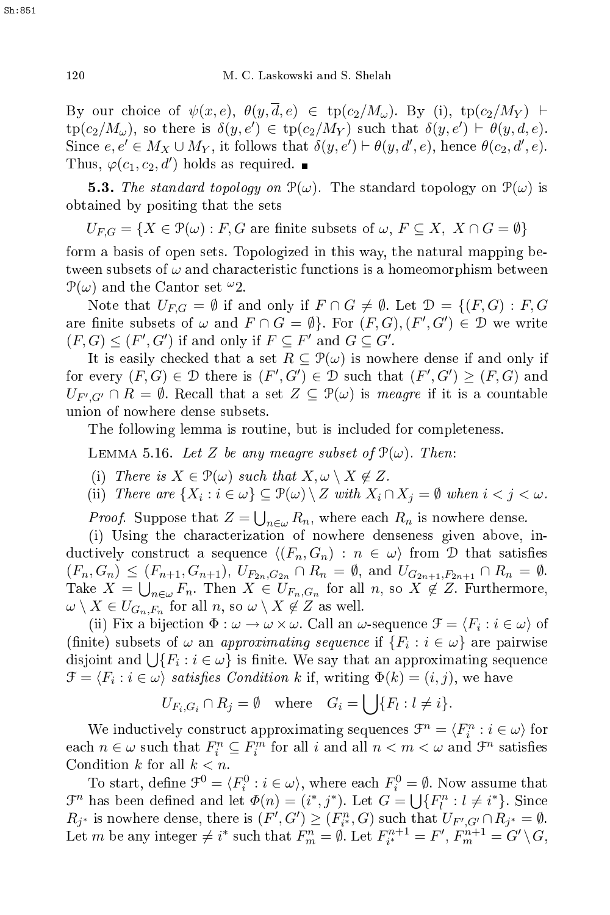By our choice of $\psi(x, e)$, $\theta(y, \overline{d}, e) \in \operatorname{tp}(c_2/M_\omega)$. By (i), $\operatorname{tp}(c_2/M_Y) \vdash \operatorname{tp}(c_2/M_\omega)$, so there is $\delta(y, e') \in \operatorname{tp}(c_2/M_Y)$ such that $\delta(y, e') \vdash \theta(y, d, e)$. Since $e, e' \in M_X \cup M_Y$, it follows that $\delta(y, e') \vdash \theta(y, d', e)$, hence $\theta(c_2, d', e)$. Thus, $\varphi(c_1, c_2, d')$ holds as required. ∎

**5.3.** *The standard topology on* $\mathcal{P}(\omega)$. The standard topology on $\mathcal{P}(\omega)$ is obtained by positing that the sets

$$U_{F,G} = \{X \in \mathcal{P}(\omega) : F, G \text{ are finite subsets of } \omega,\ F \subseteq X,\ X \cap G = \emptyset\}$$

form a basis of open sets. Topologized in this way, the natural mapping between subsets of $\omega$ and characteristic functions is a homeomorphism between $\mathcal{P}(\omega)$ and the Cantor set ${}^{\omega}2$.

Note that $U_{F,G} = \emptyset$ if and only if $F \cap G \neq \emptyset$. Let $\mathcal{D} = \{(F, G) : F, G$ are finite subsets of $\omega$ and $F \cap G = \emptyset\}$. For $(F, G), (F', G') \in \mathcal{D}$ we write $(F, G) \leq (F', G')$ if and only if $F \subseteq F'$ and $G \subseteq G'$.

It is easily checked that a set $R \subseteq \mathcal{P}(\omega)$ is nowhere dense if and only if for every $(F, G) \in \mathcal{D}$ there is $(F', G') \in \mathcal{D}$ such that $(F', G') \geq (F, G)$ and $U_{F',G'} \cap R = \emptyset$. Recall that a set $Z \subseteq \mathcal{P}(\omega)$ is *meagre* if it is a countable union of nowhere dense subsets.

The following lemma is routine, but is included for completeness.

Lemma 5.16. *Let $Z$ be any meagre subset of $\mathcal{P}(\omega)$. Then*:

(i) *There is $X \in \mathcal{P}(\omega)$ such that $X, \omega \setminus X \notin Z$.*

(ii) *There are $\{X_i : i \in \omega\} \subseteq \mathcal{P}(\omega) \setminus Z$ with $X_i \cap X_j = \emptyset$ when $i < j < \omega$.*

*Proof.* Suppose that $Z = \bigcup_{n\in\omega} R_n$, where each $R_n$ is nowhere dense.

(i) Using the characterization of nowhere denseness given above, inductively construct a sequence $\langle (F_n, G_n) : n \in \omega\rangle$ from $\mathcal{D}$ that satisfies $(F_n, G_n) \leq (F_{n+1}, G_{n+1})$, $U_{F_{2n},G_{2n}} \cap R_n = \emptyset$, and $U_{G_{2n+1},F_{2n+1}} \cap R_n = \emptyset$. Take $X = \bigcup_{n\in\omega} F_n$. Then $X \in U_{F_n,G_n}$ for all $n$, so $X \notin Z$. Furthermore, $\omega \setminus X \in U_{G_n,F_n}$ for all $n$, so $\omega \setminus X \notin Z$ as well.

(ii) Fix a bijection $\Phi : \omega \to \omega \times \omega$. Call an $\omega$-sequence $\mathcal{F} = \langle F_i : i \in \omega\rangle$ of (finite) subsets of $\omega$ an *approximating sequence* if $\{F_i : i \in \omega\}$ are pairwise disjoint and $\bigcup\{F_i : i \in \omega\}$ is finite. We say that an approximating sequence $\mathcal{F} = \langle F_i : i \in \omega\rangle$ *satisfies Condition* $k$ if, writing $\Phi(k) = (i, j)$, we have

$$U_{F_i,G_i} \cap R_j = \emptyset \quad \text{where} \quad G_i = \bigcup\{F_l : l \neq i\}.$$

We inductively construct approximating sequences $\mathcal{F}^n = \langle F^n_i : i \in \omega\rangle$ for each $n \in \omega$ such that $F^n_i \subseteq F^m_i$ for all $i$ and all $n < m < \omega$ and $\mathcal{F}^n$ satisfies Condition $k$ for all $k < n$.

To start, define $\mathcal{F}^0 = \langle F^0_i : i \in \omega\rangle$, where each $F^0_i = \emptyset$. Now assume that $\mathcal{F}^n$ has been defined and let $\Phi(n) = (i^*, j^*)$. Let $G = \bigcup\{F^n_l : l \neq i^*\}$. Since $R_{j^*}$ is nowhere dense, there is $(F', G') \geq (F^n_{i^*}, G)$ such that $U_{F',G'} \cap R_{j^*} = \emptyset$. Let $m$ be any integer $\neq i^*$ such that $F^n_m = \emptyset$. Let $F^{n+1}_{i^*} = F'$, $F^{n+1}_m = G' \setminus G$,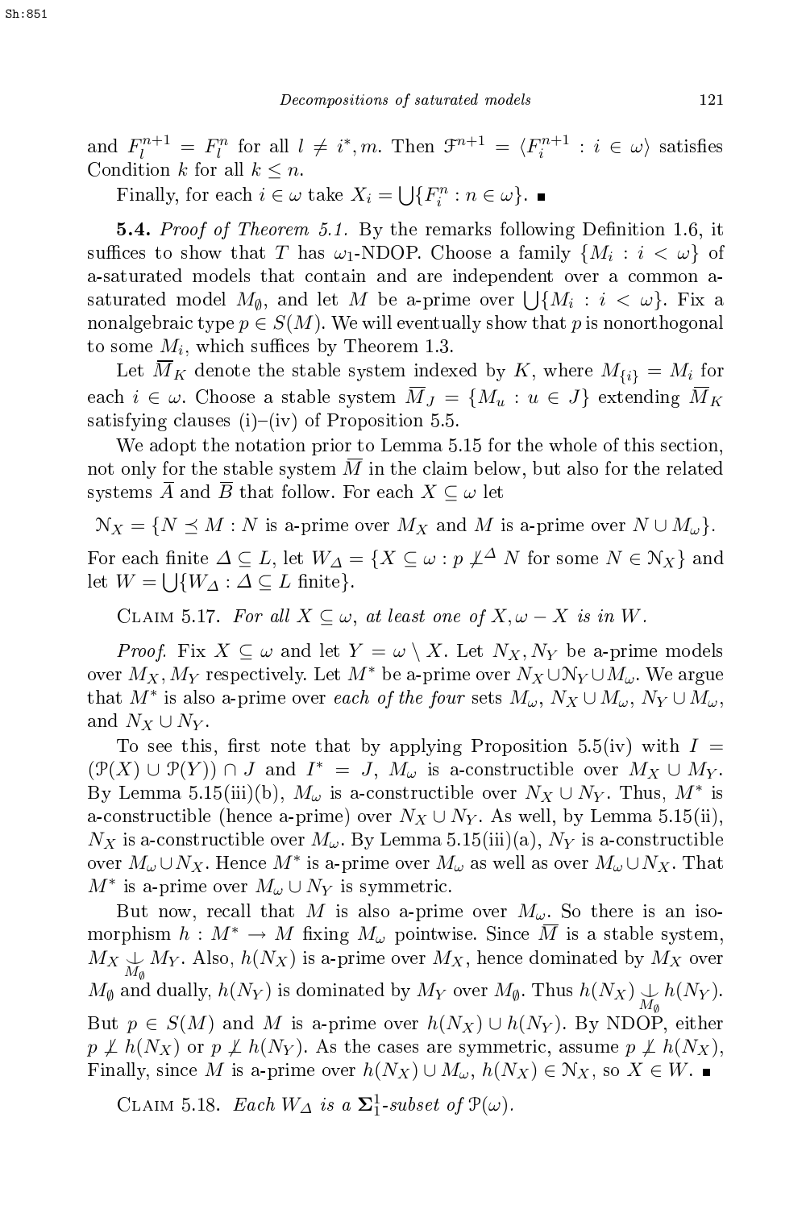and $F_l^{n+1} = F_l^n$ for all $l \neq i^*, m$. Then $\mathcal{F}^{n+1} = \langle F_i^{n+1} : i \in \omega \rangle$ satisfies Condition $k$ for all $k \leq n$.

Finally, for each $i \in \omega$ take $X_i = \bigcup\{F_i^n : n \in \omega\}$. ∎

**5.4.** *Proof of Theorem 5.1.* By the remarks following Definition 1.6, it suffices to show that $T$ has $\omega_1$-NDOP. Choose a family $\{M_i : i < \omega\}$ of a-saturated models that contain and are independent over a common a-saturated model $M_\emptyset$, and let $M$ be a-prime over $\bigcup\{M_i : i < \omega\}$. Fix a nonalgebraic type $p \in S(M)$. We will eventually show that $p$ is nonorthogonal to some $M_i$, which suffices by Theorem 1.3.

Let $\overline{M}_K$ denote the stable system indexed by $K$, where $M_{\{i\}} = M_i$ for each $i \in \omega$. Choose a stable system $\overline{M}_J = \{M_u : u \in J\}$ extending $\overline{M}_K$ satisfying clauses (i)–(iv) of Proposition 5.5.

We adopt the notation prior to Lemma 5.15 for the whole of this section, not only for the stable system $\overline{M}$ in the claim below, but also for the related systems $\overline{A}$ and $\overline{B}$ that follow. For each $X \subseteq \omega$ let

$$\mathcal{N}_X = \{N \preceq M : N \text{ is a-prime over } M_X \text{ and } M \text{ is a-prime over } N \cup M_\omega\}.$$

For each finite $\Delta \subseteq L$, let $W_\Delta = \{X \subseteq \omega : p \not\perp^\Delta N \text{ for some } N \in \mathcal{N}_X\}$ and let $W = \bigcup\{W_\Delta : \Delta \subseteq L \text{ finite}\}$.

Claim 5.17. *For all $X \subseteq \omega$, at least one of $X, \omega - X$ is in $W$.*

*Proof.* Fix $X \subseteq \omega$ and let $Y = \omega \setminus X$. Let $N_X, N_Y$ be a-prime models over $M_X, M_Y$ respectively. Let $M^*$ be a-prime over $N_X \cup \mathcal{N}_Y \cup M_\omega$. We argue that $M^*$ is also a-prime over *each of the four* sets $M_\omega$, $N_X \cup M_\omega$, $N_Y \cup M_\omega$, and $N_X \cup N_Y$.

To see this, first note that by applying Proposition 5.5(iv) with $I = (\mathcal{P}(X) \cup \mathcal{P}(Y)) \cap J$ and $I^* = J$, $M_\omega$ is a-constructible over $M_X \cup M_Y$. By Lemma 5.15(iii)(b), $M_\omega$ is a-constructible over $N_X \cup N_Y$. Thus, $M^*$ is a-constructible (hence a-prime) over $N_X \cup N_Y$. As well, by Lemma 5.15(ii), $N_X$ is a-constructible over $M_\omega$. By Lemma 5.15(iii)(a), $N_Y$ is a-constructible over $M_\omega \cup N_X$. Hence $M^*$ is a-prime over $M_\omega$ as well as over $M_\omega \cup N_X$. That $M^*$ is a-prime over $M_\omega \cup N_Y$ is symmetric.

But now, recall that $M$ is also a-prime over $M_\omega$. So there is an isomorphism $h : M^* \to M$ fixing $M_\omega$ pointwise. Since $\overline{M}$ is a stable system, $M_X \underset{M_\emptyset}{\perp} M_Y$. Also, $h(N_X)$ is a-prime over $M_X$, hence dominated by $M_X$ over $M_\emptyset$ and dually, $h(N_Y)$ is dominated by $M_Y$ over $M_\emptyset$. Thus $h(N_X) \underset{M_\emptyset}{\perp} h(N_Y)$. But $p \in S(M)$ and $M$ is a-prime over $h(N_X) \cup h(N_Y)$. By NDOP, either $p \not\perp h(N_X)$ or $p \not\perp h(N_Y)$. As the cases are symmetric, assume $p \not\perp h(N_X)$, Finally, since $M$ is a-prime over $h(N_X) \cup M_\omega$, $h(N_X) \in \mathcal{N}_X$, so $X \in W$. ∎

Claim 5.18. *Each $W_\Delta$ is a $\mathbf{\Sigma}_1^1$-subset of $\mathcal{P}(\omega)$.*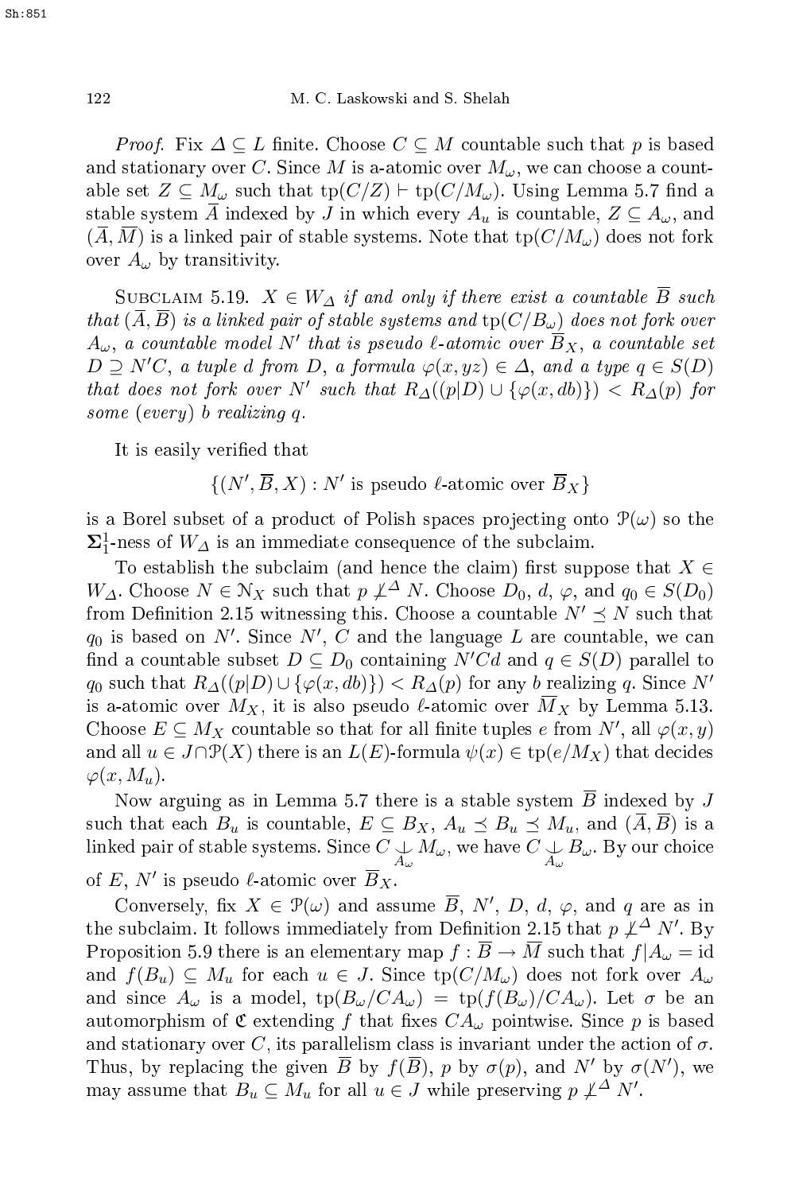*Proof.* Fix $\Delta \subseteq L$ finite. Choose $C \subseteq M$ countable such that $p$ is based and stationary over $C$. Since $M$ is a-atomic over $M_\omega$, we can choose a countable set $Z \subseteq M_\omega$ such that $\operatorname{tp}(C/Z) \vdash \operatorname{tp}(C/M_\omega)$. Using Lemma 5.7 find a stable system $\overline{A}$ indexed by $J$ in which every $A_u$ is countable, $Z \subseteq A_\omega$, and $(\overline{A}, \overline{M})$ is a linked pair of stable systems. Note that $\operatorname{tp}(C/M_\omega)$ does not fork over $A_\omega$ by transitivity.

Subclaim 5.19. *$X \in W_\Delta$ if and only if there exist a countable $\overline{B}$ such that $(\overline{A}, \overline{B})$ is a linked pair of stable systems and $\operatorname{tp}(C/B_\omega)$ does not fork over $A_\omega$, a countable model $N'$ that is pseudo $\ell$-atomic over $\overline{B}_X$, a countable set $D \supseteq N'C$, a tuple $d$ from $D$, a formula $\varphi(x, yz) \in \Delta$, and a type $q \in S(D)$ that does not fork over $N'$ such that $R_\Delta((p|D) \cup \{\varphi(x, db)\}) < R_\Delta(p)$ for some (every) $b$ realizing $q$.*

It is easily verified that

$$\{(N', \overline{B}, X) : N' \text{ is pseudo } \ell\text{-atomic over } \overline{B}_X\}$$

is a Borel subset of a product of Polish spaces projecting onto $\mathcal{P}(\omega)$ so the $\mathbf{\Sigma}^1_1$-ness of $W_\Delta$ is an immediate consequence of the subclaim.

To establish the subclaim (and hence the claim) first suppose that $X \in W_\Delta$. Choose $N \in \mathcal{N}_X$ such that $p \not\perp^\Delta N$. Choose $D_0$, $d$, $\varphi$, and $q_0 \in S(D_0)$ from Definition 2.15 witnessing this. Choose a countable $N' \preceq N$ such that $q_0$ is based on $N'$. Since $N'$, $C$ and the language $L$ are countable, we can find a countable subset $D \subseteq D_0$ containing $N'Cd$ and $q \in S(D)$ parallel to $q_0$ such that $R_\Delta((p|D) \cup \{\varphi(x, db)\}) < R_\Delta(p)$ for any $b$ realizing $q$. Since $N'$ is a-atomic over $M_X$, it is also pseudo $\ell$-atomic over $\overline{M}_X$ by Lemma 5.13. Choose $E \subseteq M_X$ countable so that for all finite tuples $e$ from $N'$, all $\varphi(x, y)$ and all $u \in J \cap \mathcal{P}(X)$ there is an $L(E)$-formula $\psi(x) \in \operatorname{tp}(e/M_X)$ that decides $\varphi(x, M_u)$.

Now arguing as in Lemma 5.7 there is a stable system $\overline{B}$ indexed by $J$ such that each $B_u$ is countable, $E \subseteq B_X$, $A_u \preceq B_u \preceq M_u$, and $(\overline{A}, \overline{B})$ is a linked pair of stable systems. Since $C \underset{A_\omega}{\perp} M_\omega$, we have $C \underset{A_\omega}{\perp} B_\omega$. By our choice of $E$, $N'$ is pseudo $\ell$-atomic over $\overline{B}_X$.

Conversely, fix $X \in \mathcal{P}(\omega)$ and assume $\overline{B}$, $N'$, $D$, $d$, $\varphi$, and $q$ are as in the subclaim. It follows immediately from Definition 2.15 that $p \not\perp^\Delta N'$. By Proposition 5.9 there is an elementary map $f : \overline{B} \to \overline{M}$ such that $f|A_\omega = \mathrm{id}$ and $f(B_u) \subseteq M_u$ for each $u \in J$. Since $\operatorname{tp}(C/M_\omega)$ does not fork over $A_\omega$ and since $A_\omega$ is a model, $\operatorname{tp}(B_\omega/CA_\omega) = \operatorname{tp}(f(B_\omega)/CA_\omega)$. Let $\sigma$ be an automorphism of $\mathfrak{C}$ extending $f$ that fixes $CA_\omega$ pointwise. Since $p$ is based and stationary over $C$, its parallelism class is invariant under the action of $\sigma$. Thus, by replacing the given $\overline{B}$ by $f(\overline{B})$, $p$ by $\sigma(p)$, and $N'$ by $\sigma(N')$, we may assume that $B_u \subseteq M_u$ for all $u \in J$ while preserving $p \not\perp^\Delta N'$.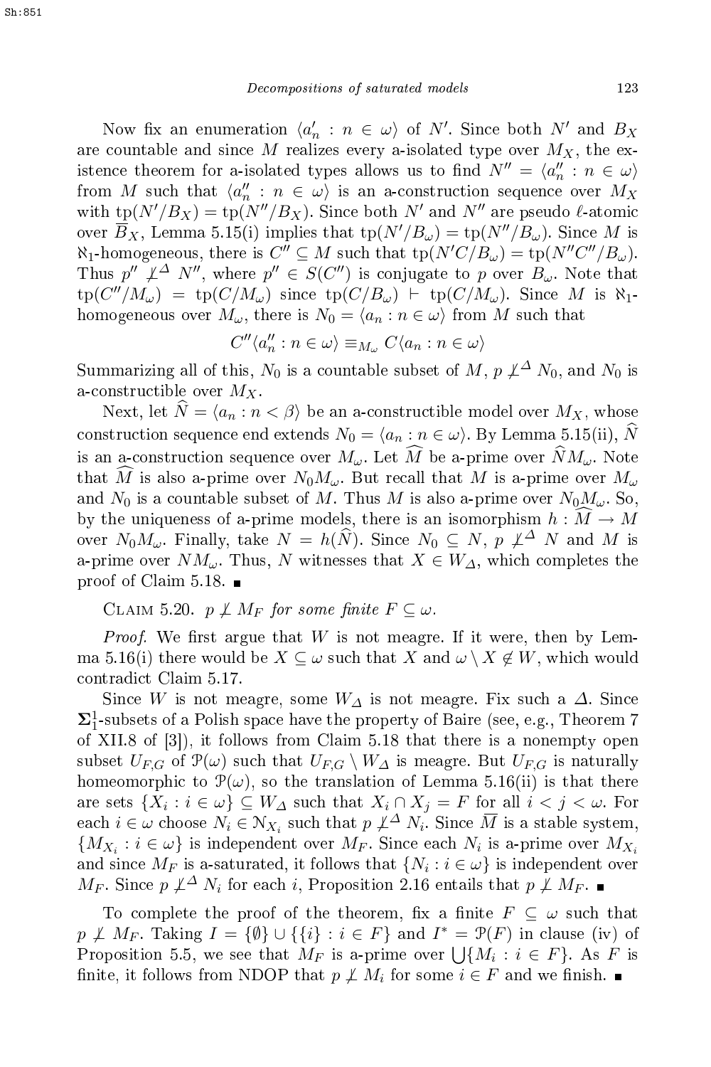Now fix an enumeration $\langle a'_n : n \in \omega\rangle$ of $N'$. Since both $N'$ and $B_X$ are countable and since $M$ realizes every a-isolated type over $M_X$, the existence theorem for a-isolated types allows us to find $N'' = \langle a''_n : n \in \omega\rangle$ from $M$ such that $\langle a''_n : n \in \omega\rangle$ is an a-construction sequence over $M_X$ with $\mathrm{tp}(N'/B_X) = \mathrm{tp}(N''/B_X)$. Since both $N'$ and $N''$ are pseudo $\ell$-atomic over $\overline{B}_X$, Lemma 5.15(i) implies that $\mathrm{tp}(N'/B_\omega) = \mathrm{tp}(N''/B_\omega)$. Since $M$ is $\aleph_1$-homogeneous, there is $C'' \subseteq M$ such that $\mathrm{tp}(N'C/B_\omega) = \mathrm{tp}(N''C''/B_\omega)$. Thus $p'' \not\perp^{\Delta} N''$, where $p'' \in S(C'')$ is conjugate to $p$ over $B_\omega$. Note that $\mathrm{tp}(C''/M_\omega) = \mathrm{tp}(C/M_\omega)$ since $\mathrm{tp}(C/B_\omega) \vdash \mathrm{tp}(C/M_\omega)$. Since $M$ is $\aleph_1$-homogeneous over $M_\omega$, there is $N_0 = \langle a_n : n \in \omega\rangle$ from $M$ such that

$$C''\langle a''_n : n \in \omega\rangle \equiv_{M_\omega} C\langle a_n : n \in \omega\rangle$$

Summarizing all of this, $N_0$ is a countable subset of $M$, $p \not\perp^{\Delta} N_0$, and $N_0$ is a-constructible over $M_X$.

Next, let $\widehat{N} = \langle a_n : n < \beta\rangle$ be an a-constructible model over $M_X$, whose construction sequence end extends $N_0 = \langle a_n : n \in \omega\rangle$. By Lemma 5.15(ii), $\widehat{N}$ is an a-construction sequence over $M_\omega$. Let $\widehat{M}$ be a-prime over $\widehat{N}M_\omega$. Note that $\widehat{M}$ is also a-prime over $N_0M_\omega$. But recall that $M$ is a-prime over $M_\omega$ and $N_0$ is a countable subset of $M$. Thus $M$ is also a-prime over $N_0M_\omega$. So, by the uniqueness of a-prime models, there is an isomorphism $h : \widehat{M} \to M$ over $N_0M_\omega$. Finally, take $N = h(\widehat{N})$. Since $N_0 \subseteq N$, $p \not\perp^{\Delta} N$ and $M$ is a-prime over $NM_\omega$. Thus, $N$ witnesses that $X \in W_\Delta$, which completes the proof of Claim 5.18. ∎

Claim 5.20. *$p \not\perp M_F$ for some finite $F \subseteq \omega$.*

*Proof.* We first argue that $W$ is not meagre. If it were, then by Lemma 5.16(i) there would be $X \subseteq \omega$ such that $X$ and $\omega \setminus X \notin W$, which would contradict Claim 5.17.

Since $W$ is not meagre, some $W_\Delta$ is not meagre. Fix such a $\Delta$. Since $\mathbf{\Sigma}^1_1$-subsets of a Polish space have the property of Baire (see, e.g., Theorem 7 of XII.8 of [3]), it follows from Claim 5.18 that there is a nonempty open subset $U_{F,G}$ of $\mathcal{P}(\omega)$ such that $U_{F,G} \setminus W_\Delta$ is meagre. But $U_{F,G}$ is naturally homeomorphic to $\mathcal{P}(\omega)$, so the translation of Lemma 5.16(ii) is that there are sets $\{X_i : i \in \omega\} \subseteq W_\Delta$ such that $X_i \cap X_j = F$ for all $i < j < \omega$. For each $i \in \omega$ choose $N_i \in \mathcal{N}_{X_i}$ such that $p \not\perp^{\Delta} N_i$. Since $\overline{M}$ is a stable system, $\{M_{X_i} : i \in \omega\}$ is independent over $M_F$. Since each $N_i$ is a-prime over $M_{X_i}$ and since $M_F$ is a-saturated, it follows that $\{N_i : i \in \omega\}$ is independent over $M_F$. Since $p \not\perp^{\Delta} N_i$ for each $i$, Proposition 2.16 entails that $p \not\perp M_F$. ∎

To complete the proof of the theorem, fix a finite $F \subseteq \omega$ such that $p \not\perp M_F$. Taking $I = \{\emptyset\} \cup \{\{i\} : i \in F\}$ and $I^* = \mathcal{P}(F)$ in clause (iv) of Proposition 5.5, we see that $M_F$ is a-prime over $\bigcup\{M_i : i \in F\}$. As $F$ is finite, it follows from NDOP that $p \not\perp M_i$ for some $i \in F$ and we finish. ∎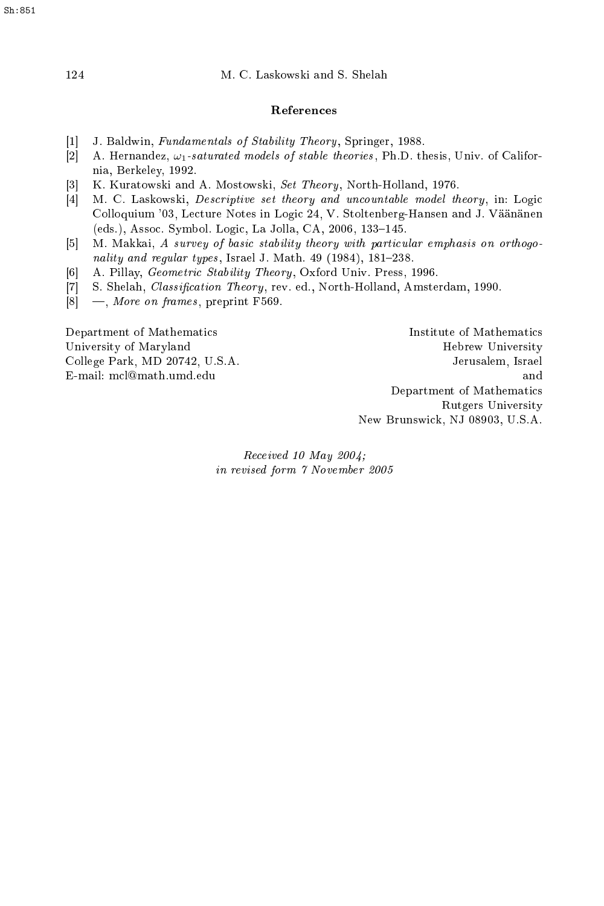## References

[1] J. Baldwin, *Fundamentals of Stability Theory*, Springer, 1988.

[2] A. Hernandez, *$\omega_1$-saturated models of stable theories*, Ph.D. thesis, Univ. of California, Berkeley, 1992.

[3] K. Kuratowski and A. Mostowski, *Set Theory*, North-Holland, 1976.

[4] M. C. Laskowski, *Descriptive set theory and uncountable model theory*, in: Logic Colloquium '03, Lecture Notes in Logic 24, V. Stoltenberg-Hansen and J. Väänänen (eds.), Assoc. Symbol. Logic, La Jolla, CA, 2006, 133–145.

[5] M. Makkai, *A survey of basic stability theory with particular emphasis on orthogonality and regular types*, Israel J. Math. 49 (1984), 181–238.

[6] A. Pillay, *Geometric Stability Theory*, Oxford Univ. Press, 1996.

[7] S. Shelah, *Classification Theory*, rev. ed., North-Holland, Amsterdam, 1990.

[8] —, *More on frames*, preprint F569.

Department of Mathematics
University of Maryland
College Park, MD 20742, U.S.A.
E-mail: mcl@math.umd.edu

Institute of Mathematics
Hebrew University
Jerusalem, Israel
and
Department of Mathematics
Rutgers University
New Brunswick, NJ 08903, U.S.A.

*Received 10 May 2004;*
*in revised form 7 November 2005*